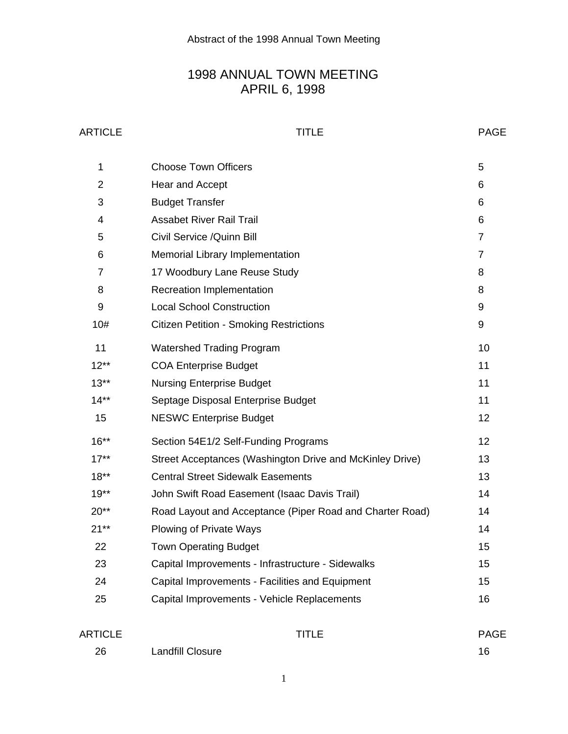Abstract of the 1998 Annual Town Meeting

# 1998 ANNUAL TOWN MEETING
# APRIL 6, 1998

| ARTICLE | TITLE | PAGE |
|---|---|---|
| 1 | Choose Town Officers | 5 |
| 2 | Hear and Accept | 6 |
| 3 | Budget Transfer | 6 |
| 4 | Assabet River Rail Trail | 6 |
| 5 | Civil Service /Quinn Bill | 7 |
| 6 | Memorial Library Implementation | 7 |
| 7 | 17 Woodbury Lane Reuse Study | 8 |
| 8 | Recreation Implementation | 8 |
| 9 | Local School Construction | 9 |
| 10# | Citizen Petition - Smoking Restrictions | 9 |
| 11 | Watershed Trading Program | 10 |
| 12** | COA Enterprise Budget | 11 |
| 13** | Nursing Enterprise Budget | 11 |
| 14** | Septage Disposal Enterprise Budget | 11 |
| 15 | NESWC Enterprise Budget | 12 |
| 16** | Section 54E1/2 Self-Funding Programs | 12 |
| 17** | Street Acceptances (Washington Drive and McKinley Drive) | 13 |
| 18** | Central Street Sidewalk Easements | 13 |
| 19** | John Swift Road Easement (Isaac Davis Trail) | 14 |
| 20** | Road Layout and Acceptance (Piper Road and Charter Road) | 14 |
| 21** | Plowing of Private Ways | 14 |
| 22 | Town Operating Budget | 15 |
| 23 | Capital Improvements - Infrastructure - Sidewalks | 15 |
| 24 | Capital Improvements - Facilities and Equipment | 15 |
| 25 | Capital Improvements - Vehicle Replacements | 16 |
| 26 | Landfill Closure | 16 |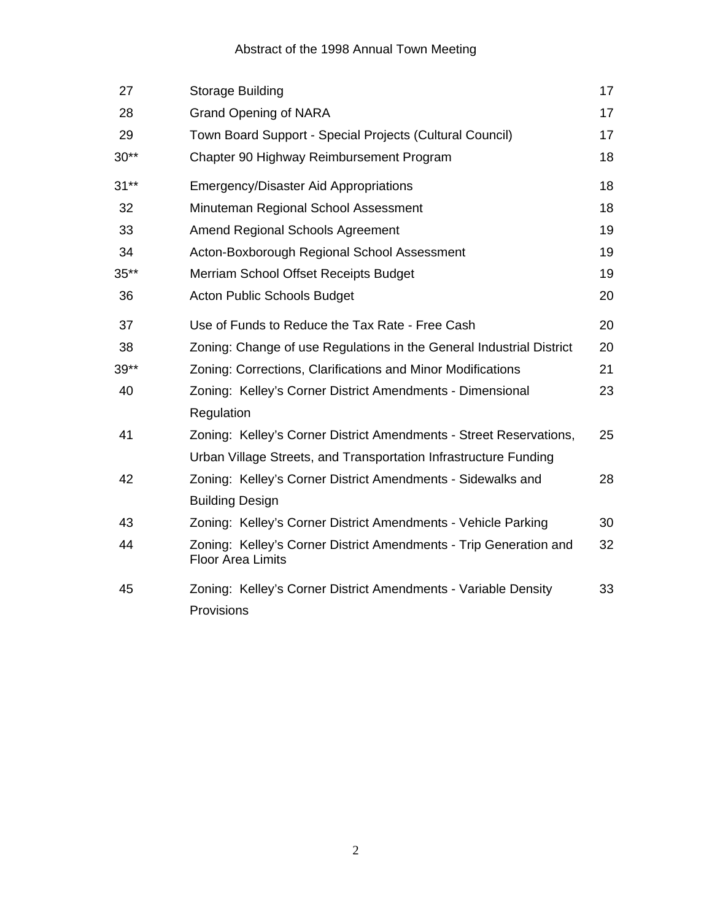| | | |
|---|---|---|
| 27 | Storage Building | 17 |
| 28 | Grand Opening of NARA | 17 |
| 29 | Town Board Support - Special Projects (Cultural Council) | 17 |
| 30** | Chapter 90 Highway Reimbursement Program | 18 |
| 31** | Emergency/Disaster Aid Appropriations | 18 |
| 32 | Minuteman Regional School Assessment | 18 |
| 33 | Amend Regional Schools Agreement | 19 |
| 34 | Acton-Boxborough Regional School Assessment | 19 |
| 35** | Merriam School Offset Receipts Budget | 19 |
| 36 | Acton Public Schools Budget | 20 |
| 37 | Use of Funds to Reduce the Tax Rate - Free Cash | 20 |
| 38 | Zoning: Change of use Regulations in the General Industrial District | 20 |
| 39** | Zoning: Corrections, Clarifications and Minor Modifications | 21 |
| 40 | Zoning: Kelley's Corner District Amendments - Dimensional Regulation | 23 |
| 41 | Zoning: Kelley's Corner District Amendments - Street Reservations, Urban Village Streets, and Transportation Infrastructure Funding | 25 |
| 42 | Zoning: Kelley's Corner District Amendments - Sidewalks and Building Design | 28 |
| 43 | Zoning: Kelley's Corner District Amendments - Vehicle Parking | 30 |
| 44 | Zoning: Kelley's Corner District Amendments - Trip Generation and Floor Area Limits | 32 |
| 45 | Zoning: Kelley's Corner District Amendments - Variable Density Provisions | 33 |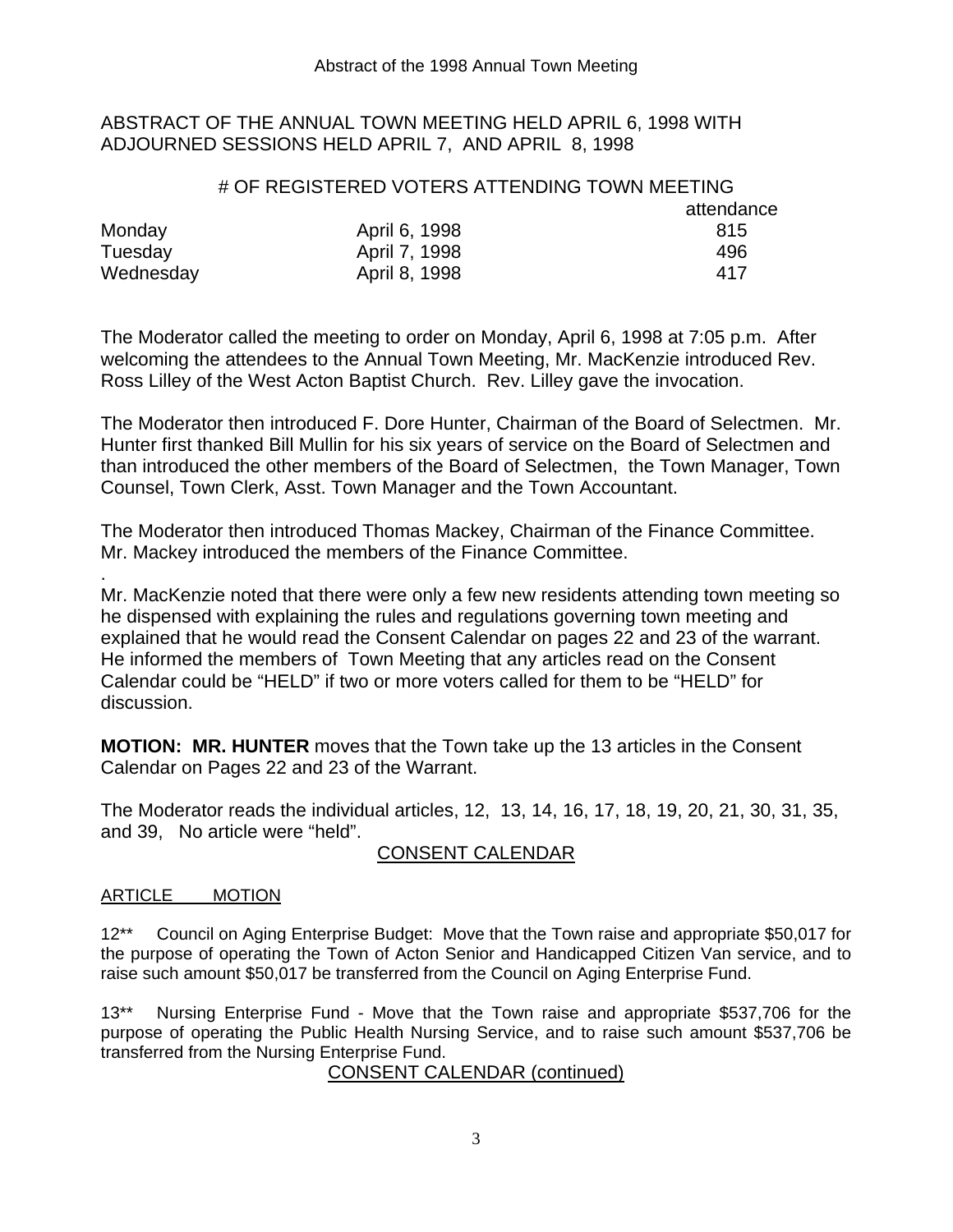ABSTRACT OF THE ANNUAL TOWN MEETING HELD APRIL 6, 1998 WITH ADJOURNED SESSIONS HELD APRIL 7, AND APRIL 8, 1998

# OF REGISTERED VOTERS ATTENDING TOWN MEETING

| | | attendance |
|---|---|---|
| Monday | April 6, 1998 | 815 |
| Tuesday | April 7, 1998 | 496 |
| Wednesday | April 8, 1998 | 417 |

The Moderator called the meeting to order on Monday, April 6, 1998 at 7:05 p.m. After welcoming the attendees to the Annual Town Meeting, Mr. MacKenzie introduced Rev. Ross Lilley of the West Acton Baptist Church. Rev. Lilley gave the invocation.

The Moderator then introduced F. Dore Hunter, Chairman of the Board of Selectmen. Mr. Hunter first thanked Bill Mullin for his six years of service on the Board of Selectmen and than introduced the other members of the Board of Selectmen, the Town Manager, Town Counsel, Town Clerk, Asst. Town Manager and the Town Accountant.

The Moderator then introduced Thomas Mackey, Chairman of the Finance Committee. Mr. Mackey introduced the members of the Finance Committee.

.
Mr. MacKenzie noted that there were only a few new residents attending town meeting so he dispensed with explaining the rules and regulations governing town meeting and explained that he would read the Consent Calendar on pages 22 and 23 of the warrant. He informed the members of Town Meeting that any articles read on the Consent Calendar could be "HELD" if two or more voters called for them to be "HELD" for discussion.

**MOTION: MR. HUNTER** moves that the Town take up the 13 articles in the Consent Calendar on Pages 22 and 23 of the Warrant.

The Moderator reads the individual articles, 12, 13, 14, 16, 17, 18, 19, 20, 21, 30, 31, 35, and 39, No article were "held".

CONSENT CALENDAR

ARTICLE MOTION

12** Council on Aging Enterprise Budget: Move that the Town raise and appropriate $50,017 for the purpose of operating the Town of Acton Senior and Handicapped Citizen Van service, and to raise such amount $50,017 be transferred from the Council on Aging Enterprise Fund.

13** Nursing Enterprise Fund - Move that the Town raise and appropriate $537,706 for the purpose of operating the Public Health Nursing Service, and to raise such amount $537,706 be transferred from the Nursing Enterprise Fund.

CONSENT CALENDAR (continued)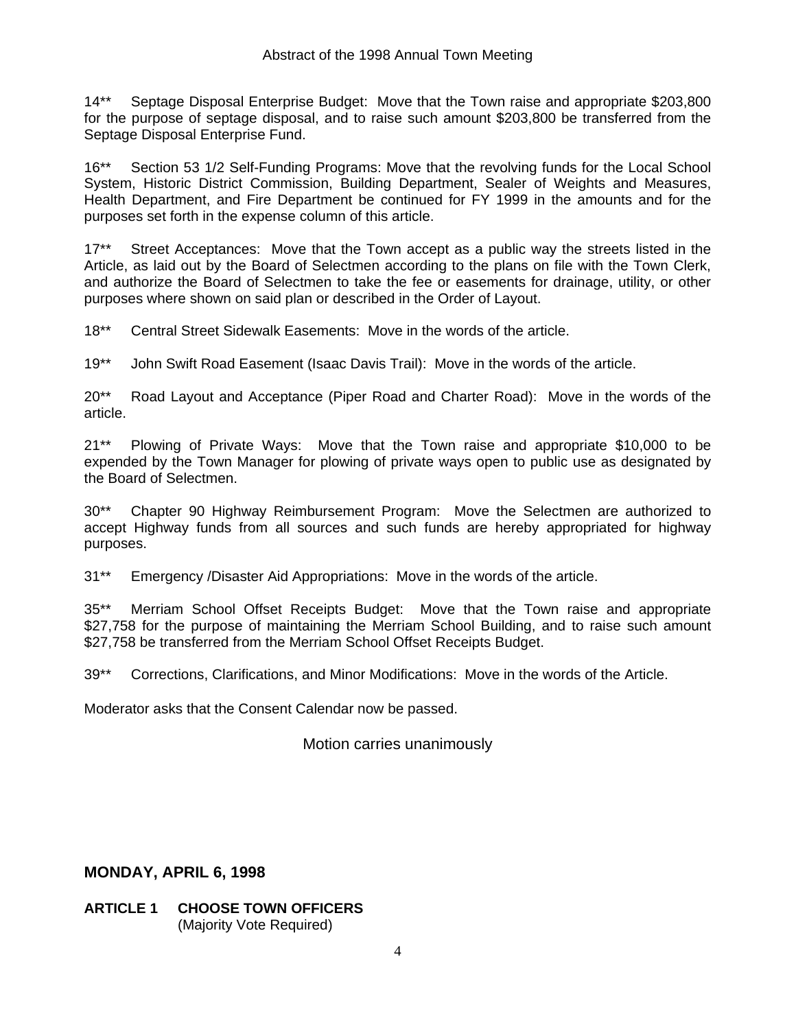14** Septage Disposal Enterprise Budget: Move that the Town raise and appropriate $203,800 for the purpose of septage disposal, and to raise such amount $203,800 be transferred from the Septage Disposal Enterprise Fund.

16** Section 53 1/2 Self-Funding Programs: Move that the revolving funds for the Local School System, Historic District Commission, Building Department, Sealer of Weights and Measures, Health Department, and Fire Department be continued for FY 1999 in the amounts and for the purposes set forth in the expense column of this article.

17** Street Acceptances: Move that the Town accept as a public way the streets listed in the Article, as laid out by the Board of Selectmen according to the plans on file with the Town Clerk, and authorize the Board of Selectmen to take the fee or easements for drainage, utility, or other purposes where shown on said plan or described in the Order of Layout.

18** Central Street Sidewalk Easements: Move in the words of the article.

19** John Swift Road Easement (Isaac Davis Trail): Move in the words of the article.

20** Road Layout and Acceptance (Piper Road and Charter Road): Move in the words of the article.

21** Plowing of Private Ways: Move that the Town raise and appropriate $10,000 to be expended by the Town Manager for plowing of private ways open to public use as designated by the Board of Selectmen.

30** Chapter 90 Highway Reimbursement Program: Move the Selectmen are authorized to accept Highway funds from all sources and such funds are hereby appropriated for highway purposes.

31** Emergency /Disaster Aid Appropriations: Move in the words of the article.

35** Merriam School Offset Receipts Budget: Move that the Town raise and appropriate $27,758 for the purpose of maintaining the Merriam School Building, and to raise such amount $27,758 be transferred from the Merriam School Offset Receipts Budget.

39** Corrections, Clarifications, and Minor Modifications: Move in the words of the Article.

Moderator asks that the Consent Calendar now be passed.

Motion carries unanimously

## MONDAY, APRIL 6, 1998

**ARTICLE 1 CHOOSE TOWN OFFICERS**
(Majority Vote Required)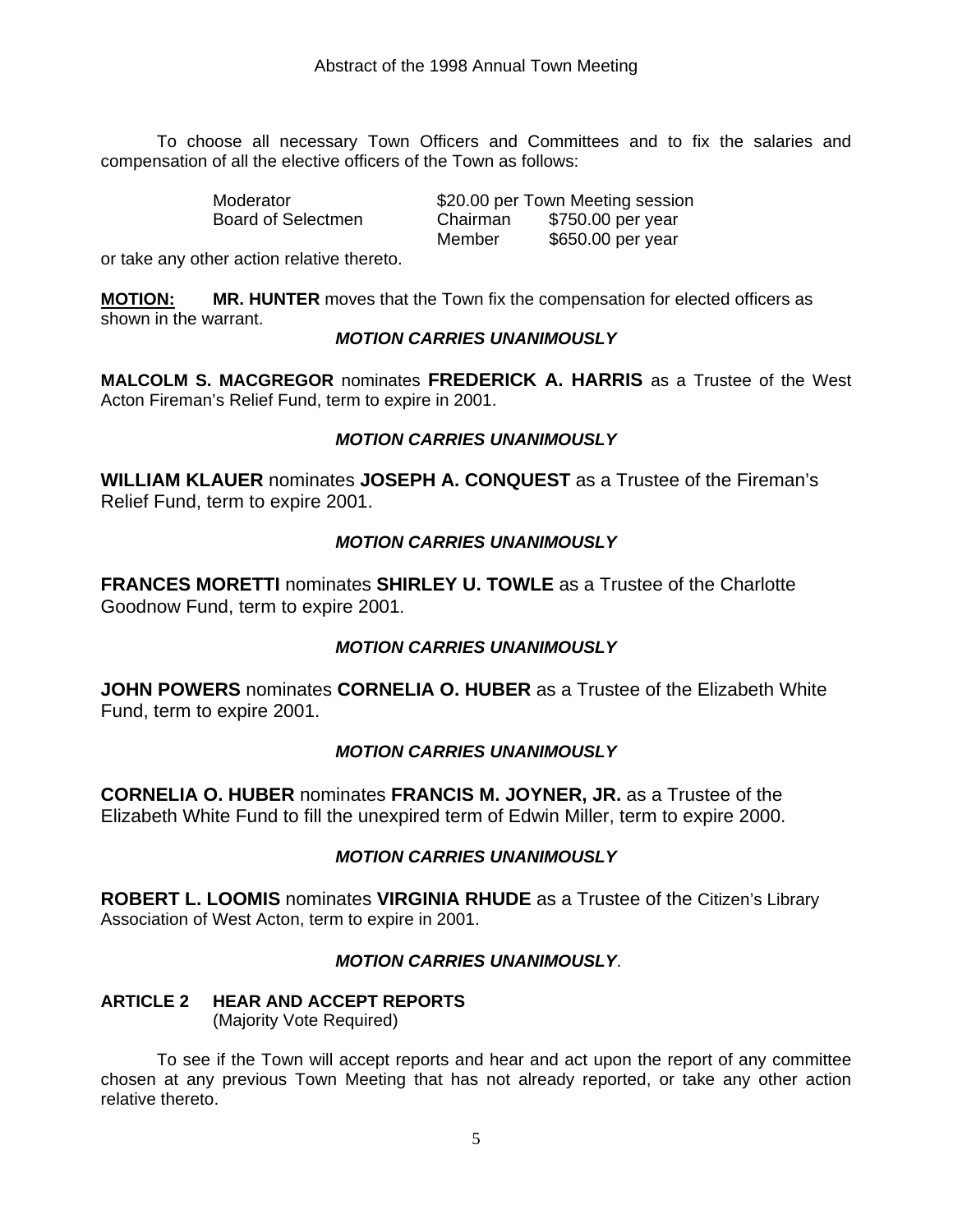To choose all necessary Town Officers and Committees and to fix the salaries and compensation of all the elective officers of the Town as follows:

| | | |
|---|---|---|
| Moderator | $20.00 per Town Meeting session | |
| Board of Selectmen | Chairman | $750.00 per year |
| | Member | $650.00 per year |

or take any other action relative thereto.

**MOTION:** **MR. HUNTER** moves that the Town fix the compensation for elected officers as shown in the warrant.

***MOTION CARRIES UNANIMOUSLY***

**MALCOLM S. MACGREGOR** nominates **FREDERICK A. HARRIS** as a Trustee of the West Acton Fireman's Relief Fund, term to expire in 2001.

***MOTION CARRIES UNANIMOUSLY***

**WILLIAM KLAUER** nominates **JOSEPH A. CONQUEST** as a Trustee of the Fireman's Relief Fund, term to expire 2001.

***MOTION CARRIES UNANIMOUSLY***

**FRANCES MORETTI** nominates **SHIRLEY U. TOWLE** as a Trustee of the Charlotte Goodnow Fund, term to expire 2001.

***MOTION CARRIES UNANIMOUSLY***

**JOHN POWERS** nominates **CORNELIA O. HUBER** as a Trustee of the Elizabeth White Fund, term to expire 2001.

***MOTION CARRIES UNANIMOUSLY***

**CORNELIA O. HUBER** nominates **FRANCIS M. JOYNER, JR.** as a Trustee of the Elizabeth White Fund to fill the unexpired term of Edwin Miller, term to expire 2000.

***MOTION CARRIES UNANIMOUSLY***

**ROBERT L. LOOMIS** nominates **VIRGINIA RHUDE** as a Trustee of the Citizen's Library Association of West Acton, term to expire in 2001.

***MOTION CARRIES UNANIMOUSLY***.

**ARTICLE 2 HEAR AND ACCEPT REPORTS**
(Majority Vote Required)

To see if the Town will accept reports and hear and act upon the report of any committee chosen at any previous Town Meeting that has not already reported, or take any other action relative thereto.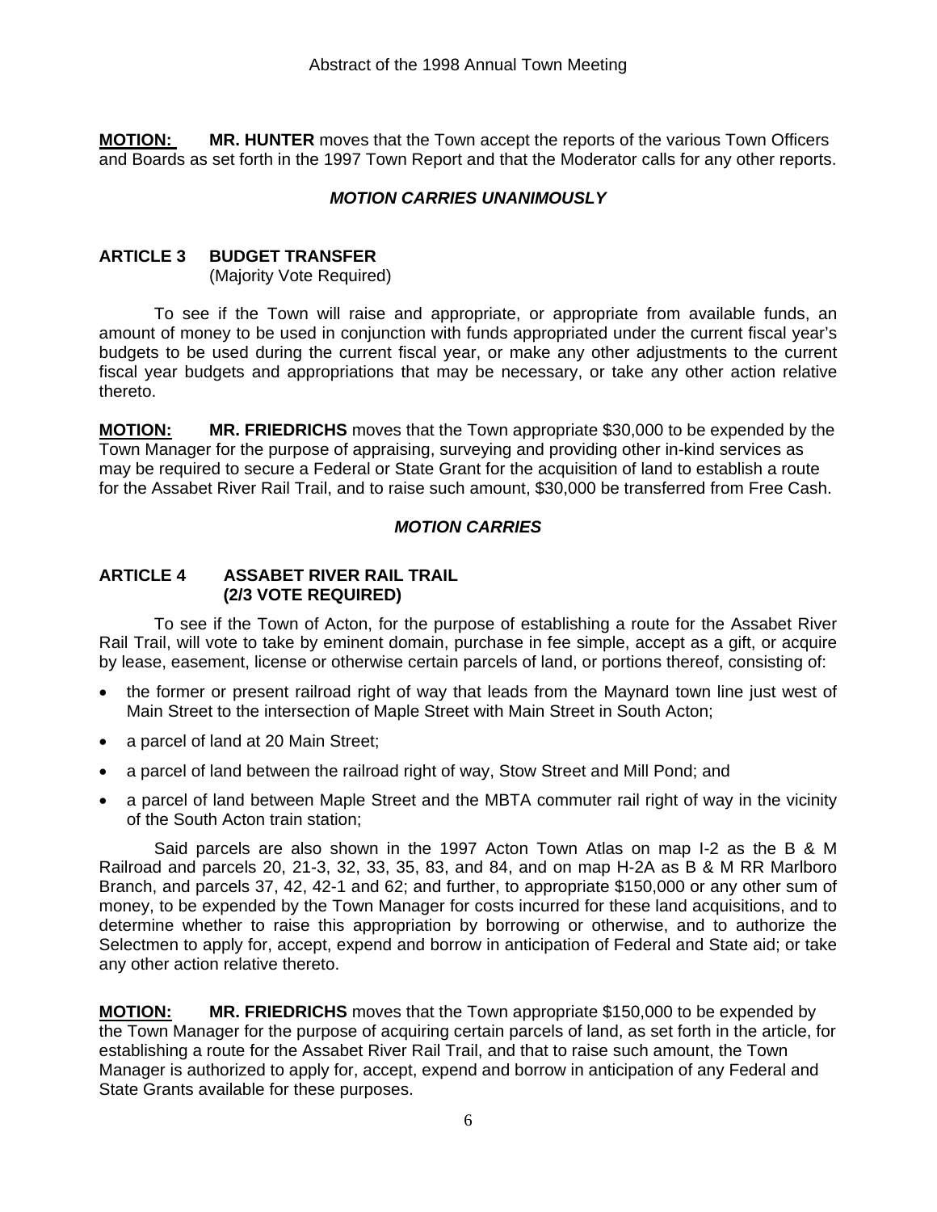**MOTION:** **MR. HUNTER** moves that the Town accept the reports of the various Town Officers and Boards as set forth in the 1997 Town Report and that the Moderator calls for any other reports.

***MOTION CARRIES UNANIMOUSLY***

**ARTICLE 3 BUDGET TRANSFER**
(Majority Vote Required)

To see if the Town will raise and appropriate, or appropriate from available funds, an amount of money to be used in conjunction with funds appropriated under the current fiscal year's budgets to be used during the current fiscal year, or make any other adjustments to the current fiscal year budgets and appropriations that may be necessary, or take any other action relative thereto.

**MOTION:** **MR. FRIEDRICHS** moves that the Town appropriate $30,000 to be expended by the Town Manager for the purpose of appraising, surveying and providing other in-kind services as may be required to secure a Federal or State Grant for the acquisition of land to establish a route for the Assabet River Rail Trail, and to raise such amount, $30,000 be transferred from Free Cash.

***MOTION CARRIES***

**ARTICLE 4 ASSABET RIVER RAIL TRAIL**
**(2/3 VOTE REQUIRED)**

To see if the Town of Acton, for the purpose of establishing a route for the Assabet River Rail Trail, will vote to take by eminent domain, purchase in fee simple, accept as a gift, or acquire by lease, easement, license or otherwise certain parcels of land, or portions thereof, consisting of:

- the former or present railroad right of way that leads from the Maynard town line just west of Main Street to the intersection of Maple Street with Main Street in South Acton;
- a parcel of land at 20 Main Street;
- a parcel of land between the railroad right of way, Stow Street and Mill Pond; and
- a parcel of land between Maple Street and the MBTA commuter rail right of way in the vicinity of the South Acton train station;

Said parcels are also shown in the 1997 Acton Town Atlas on map I-2 as the B & M Railroad and parcels 20, 21-3, 32, 33, 35, 83, and 84, and on map H-2A as B & M RR Marlboro Branch, and parcels 37, 42, 42-1 and 62; and further, to appropriate $150,000 or any other sum of money, to be expended by the Town Manager for costs incurred for these land acquisitions, and to determine whether to raise this appropriation by borrowing or otherwise, and to authorize the Selectmen to apply for, accept, expend and borrow in anticipation of Federal and State aid; or take any other action relative thereto.

**MOTION:** **MR. FRIEDRICHS** moves that the Town appropriate $150,000 to be expended by the Town Manager for the purpose of acquiring certain parcels of land, as set forth in the article, for establishing a route for the Assabet River Rail Trail, and that to raise such amount, the Town Manager is authorized to apply for, accept, expend and borrow in anticipation of any Federal and State Grants available for these purposes.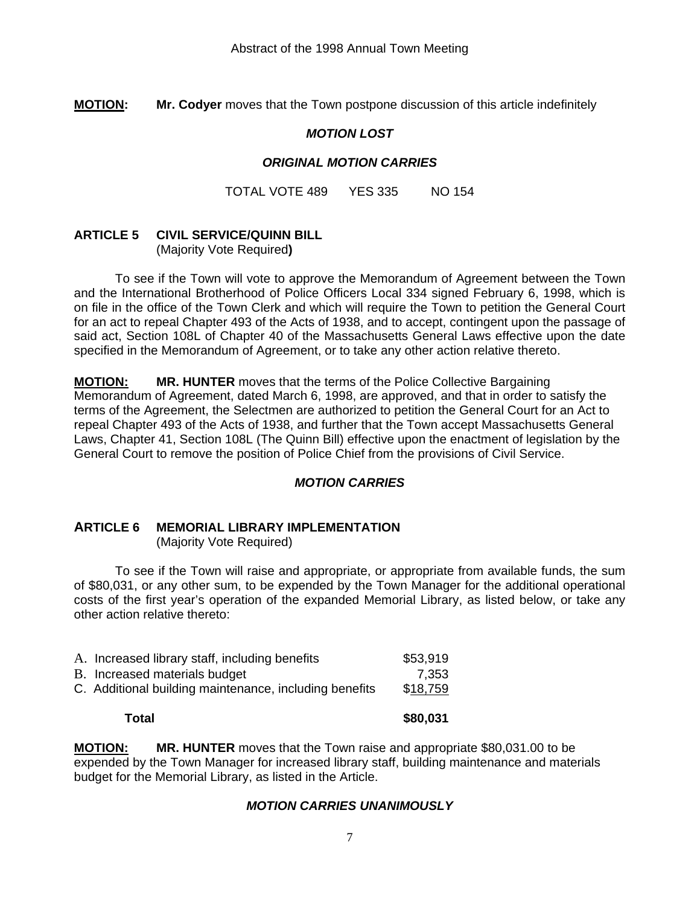**MOTION:** **Mr. Codyer** moves that the Town postpone discussion of this article indefinitely

***MOTION LOST***

***ORIGINAL MOTION CARRIES***

TOTAL VOTE 489 YES 335 NO 154

## ARTICLE 5 CIVIL SERVICE/QUINN BILL

(Majority Vote Required**)**

To see if the Town will vote to approve the Memorandum of Agreement between the Town and the International Brotherhood of Police Officers Local 334 signed February 6, 1998, which is on file in the office of the Town Clerk and which will require the Town to petition the General Court for an act to repeal Chapter 493 of the Acts of 1938, and to accept, contingent upon the passage of said act, Section 108L of Chapter 40 of the Massachusetts General Laws effective upon the date specified in the Memorandum of Agreement, or to take any other action relative thereto.

**MOTION:** **MR. HUNTER** moves that the terms of the Police Collective Bargaining Memorandum of Agreement, dated March 6, 1998, are approved, and that in order to satisfy the terms of the Agreement, the Selectmen are authorized to petition the General Court for an Act to repeal Chapter 493 of the Acts of 1938, and further that the Town accept Massachusetts General Laws, Chapter 41, Section 108L (The Quinn Bill) effective upon the enactment of legislation by the General Court to remove the position of Police Chief from the provisions of Civil Service.

***MOTION CARRIES***

## ARTICLE 6 MEMORIAL LIBRARY IMPLEMENTATION

(Majority Vote Required)

To see if the Town will raise and appropriate, or appropriate from available funds, the sum of $80,031, or any other sum, to be expended by the Town Manager for the additional operational costs of the first year's operation of the expanded Memorial Library, as listed below, or take any other action relative thereto:

| | |
|---|---|
| A. Increased library staff, including benefits | $53,919 |
| B. Increased materials budget | 7,353 |
| C. Additional building maintenance, including benefits | $18,759 |
| **Total** | **$80,031** |

**MOTION:** **MR. HUNTER** moves that the Town raise and appropriate $80,031.00 to be expended by the Town Manager for increased library staff, building maintenance and materials budget for the Memorial Library, as listed in the Article.

***MOTION CARRIES UNANIMOUSLY***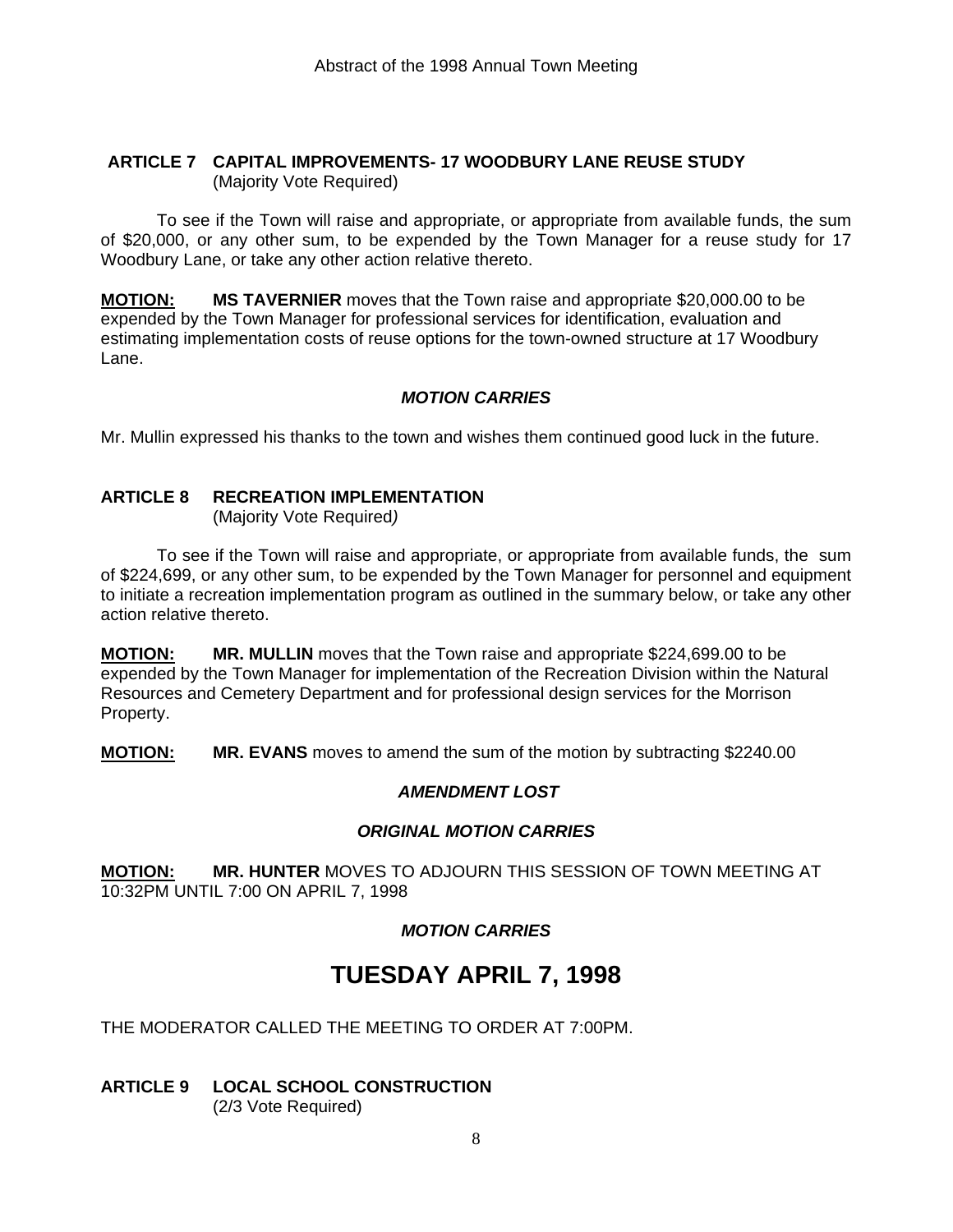### ARTICLE 7 CAPITAL IMPROVEMENTS- 17 WOODBURY LANE REUSE STUDY
(Majority Vote Required)

To see if the Town will raise and appropriate, or appropriate from available funds, the sum of $20,000, or any other sum, to be expended by the Town Manager for a reuse study for 17 Woodbury Lane, or take any other action relative thereto.

**MOTION:** **MS TAVERNIER** moves that the Town raise and appropriate $20,000.00 to be expended by the Town Manager for professional services for identification, evaluation and estimating implementation costs of reuse options for the town-owned structure at 17 Woodbury Lane.

***MOTION CARRIES***

Mr. Mullin expressed his thanks to the town and wishes them continued good luck in the future.

### ARTICLE 8 RECREATION IMPLEMENTATION
(Majority Vote Required)

To see if the Town will raise and appropriate, or appropriate from available funds, the sum of $224,699, or any other sum, to be expended by the Town Manager for personnel and equipment to initiate a recreation implementation program as outlined in the summary below, or take any other action relative thereto.

**MOTION:** **MR. MULLIN** moves that the Town raise and appropriate $224,699.00 to be expended by the Town Manager for implementation of the Recreation Division within the Natural Resources and Cemetery Department and for professional design services for the Morrison Property.

**MOTION:** **MR. EVANS** moves to amend the sum of the motion by subtracting $2240.00

***AMENDMENT LOST***

***ORIGINAL MOTION CARRIES***

**MOTION:** **MR. HUNTER** MOVES TO ADJOURN THIS SESSION OF TOWN MEETING AT 10:32PM UNTIL 7:00 ON APRIL 7, 1998

***MOTION CARRIES***

# TUESDAY APRIL 7, 1998

THE MODERATOR CALLED THE MEETING TO ORDER AT 7:00PM.

### ARTICLE 9 LOCAL SCHOOL CONSTRUCTION
(2/3 Vote Required)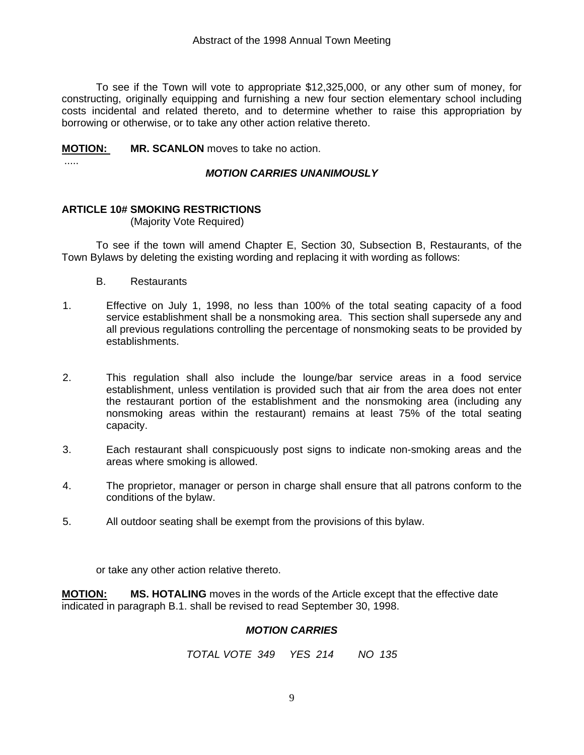To see if the Town will vote to appropriate $12,325,000, or any other sum of money, for constructing, originally equipping and furnishing a new four section elementary school including costs incidental and related thereto, and to determine whether to raise this appropriation by borrowing or otherwise, or to take any other action relative thereto.

**MOTION:** **MR. SCANLON** moves to take no action.

.....

***MOTION CARRIES UNANIMOUSLY***

**ARTICLE 10# SMOKING RESTRICTIONS**
(Majority Vote Required)

To see if the town will amend Chapter E, Section 30, Subsection B, Restaurants, of the Town Bylaws by deleting the existing wording and replacing it with wording as follows:

B. Restaurants

1. Effective on July 1, 1998, no less than 100% of the total seating capacity of a food service establishment shall be a nonsmoking area. This section shall supersede any and all previous regulations controlling the percentage of nonsmoking seats to be provided by establishments.

2. This regulation shall also include the lounge/bar service areas in a food service establishment, unless ventilation is provided such that air from the area does not enter the restaurant portion of the establishment and the nonsmoking area (including any nonsmoking areas within the restaurant) remains at least 75% of the total seating capacity.

3. Each restaurant shall conspicuously post signs to indicate non-smoking areas and the areas where smoking is allowed.

4. The proprietor, manager or person in charge shall ensure that all patrons conform to the conditions of the bylaw.

5. All outdoor seating shall be exempt from the provisions of this bylaw.

or take any other action relative thereto.

**MOTION:** **MS. HOTALING** moves in the words of the Article except that the effective date indicated in paragraph B.1. shall be revised to read September 30, 1998.

***MOTION CARRIES***

*TOTAL VOTE 349 YES 214 NO 135*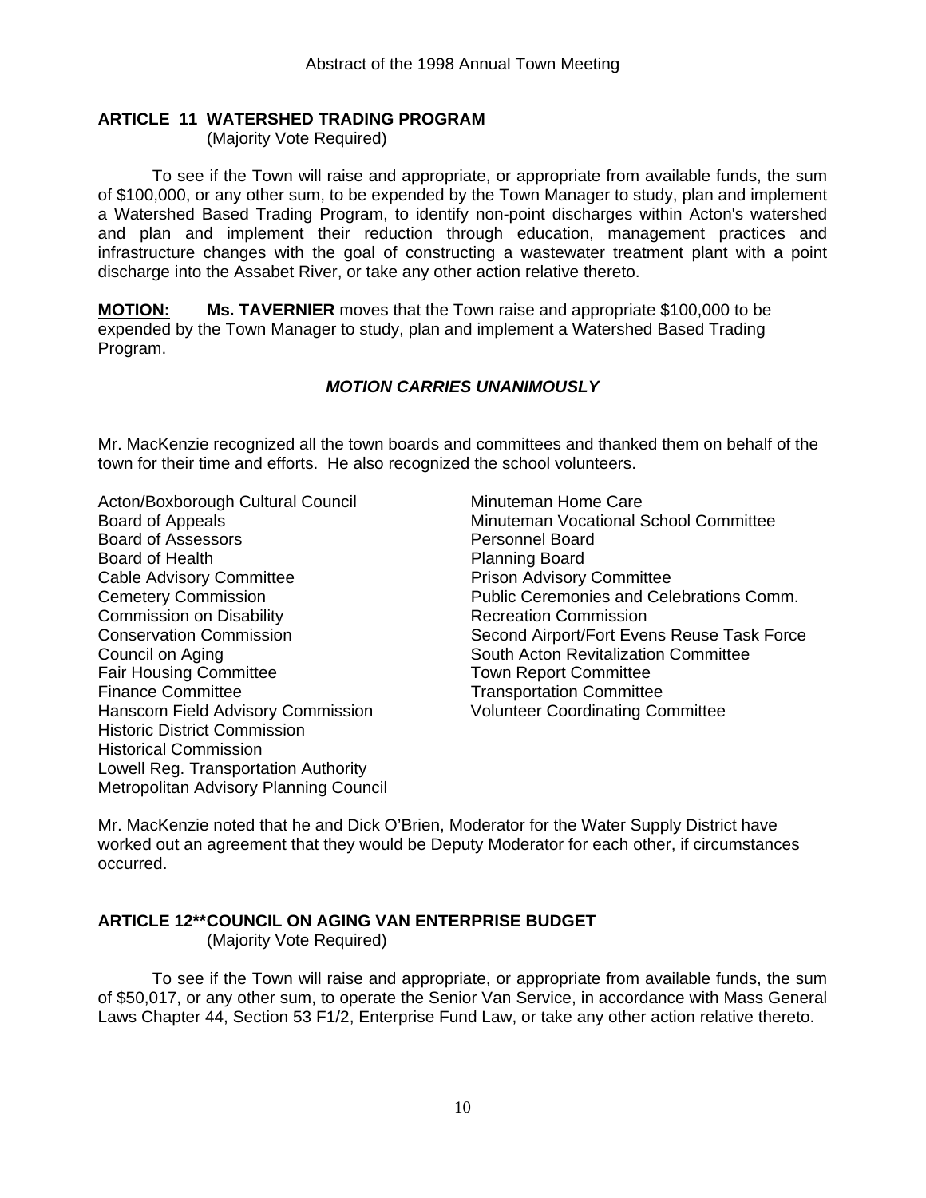**ARTICLE 11 WATERSHED TRADING PROGRAM**
(Majority Vote Required)

To see if the Town will raise and appropriate, or appropriate from available funds, the sum of $100,000, or any other sum, to be expended by the Town Manager to study, plan and implement a Watershed Based Trading Program, to identify non-point discharges within Acton's watershed and plan and implement their reduction through education, management practices and infrastructure changes with the goal of constructing a wastewater treatment plant with a point discharge into the Assabet River, or take any other action relative thereto.

**MOTION:** **Ms. TAVERNIER** moves that the Town raise and appropriate $100,000 to be expended by the Town Manager to study, plan and implement a Watershed Based Trading Program.

***MOTION CARRIES UNANIMOUSLY***

Mr. MacKenzie recognized all the town boards and committees and thanked them on behalf of the town for their time and efforts. He also recognized the school volunteers.

Acton/Boxborough Cultural Council
Board of Appeals
Board of Assessors
Board of Health
Cable Advisory Committee
Cemetery Commission
Commission on Disability
Conservation Commission
Council on Aging
Fair Housing Committee
Finance Committee
Hanscom Field Advisory Commission
Historic District Commission
Historical Commission
Lowell Reg. Transportation Authority
Metropolitan Advisory Planning Council
Minuteman Home Care
Minuteman Vocational School Committee
Personnel Board
Planning Board
Prison Advisory Committee
Public Ceremonies and Celebrations Comm.
Recreation Commission
Second Airport/Fort Evens Reuse Task Force
South Acton Revitalization Committee
Town Report Committee
Transportation Committee
Volunteer Coordinating Committee

Mr. MacKenzie noted that he and Dick O'Brien, Moderator for the Water Supply District have worked out an agreement that they would be Deputy Moderator for each other, if circumstances occurred.

**ARTICLE 12**COUNCIL ON AGING VAN ENTERPRISE BUDGET**
(Majority Vote Required)

To see if the Town will raise and appropriate, or appropriate from available funds, the sum of $50,017, or any other sum, to operate the Senior Van Service, in accordance with Mass General Laws Chapter 44, Section 53 F1/2, Enterprise Fund Law, or take any other action relative thereto.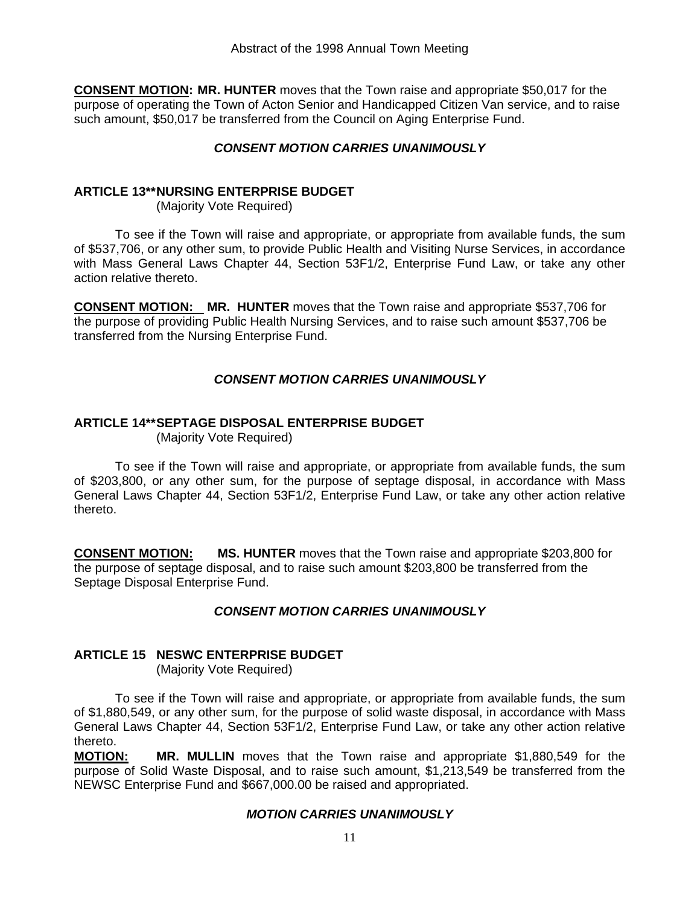**CONSENT MOTION: MR. HUNTER** moves that the Town raise and appropriate $50,017 for the purpose of operating the Town of Acton Senior and Handicapped Citizen Van service, and to raise such amount, $50,017 be transferred from the Council on Aging Enterprise Fund.

***CONSENT MOTION CARRIES UNANIMOUSLY***

**ARTICLE 13**NURSING ENTERPRISE BUDGET**
(Majority Vote Required)

To see if the Town will raise and appropriate, or appropriate from available funds, the sum of $537,706, or any other sum, to provide Public Health and Visiting Nurse Services, in accordance with Mass General Laws Chapter 44, Section 53F1/2, Enterprise Fund Law, or take any other action relative thereto.

**CONSENT MOTION: MR. HUNTER** moves that the Town raise and appropriate $537,706 for the purpose of providing Public Health Nursing Services, and to raise such amount $537,706 be transferred from the Nursing Enterprise Fund.

***CONSENT MOTION CARRIES UNANIMOUSLY***

**ARTICLE 14**SEPTAGE DISPOSAL ENTERPRISE BUDGET**
(Majority Vote Required)

To see if the Town will raise and appropriate, or appropriate from available funds, the sum of $203,800, or any other sum, for the purpose of septage disposal, in accordance with Mass General Laws Chapter 44, Section 53F1/2, Enterprise Fund Law, or take any other action relative thereto.

**CONSENT MOTION: MS. HUNTER** moves that the Town raise and appropriate $203,800 for the purpose of septage disposal, and to raise such amount $203,800 be transferred from the Septage Disposal Enterprise Fund.

***CONSENT MOTION CARRIES UNANIMOUSLY***

**ARTICLE 15 NESWC ENTERPRISE BUDGET**
(Majority Vote Required)

To see if the Town will raise and appropriate, or appropriate from available funds, the sum of $1,880,549, or any other sum, for the purpose of solid waste disposal, in accordance with Mass General Laws Chapter 44, Section 53F1/2, Enterprise Fund Law, or take any other action relative thereto.

**MOTION: MR. MULLIN** moves that the Town raise and appropriate $1,880,549 for the purpose of Solid Waste Disposal, and to raise such amount, $1,213,549 be transferred from the NEWSC Enterprise Fund and $667,000.00 be raised and appropriated.

***MOTION CARRIES UNANIMOUSLY***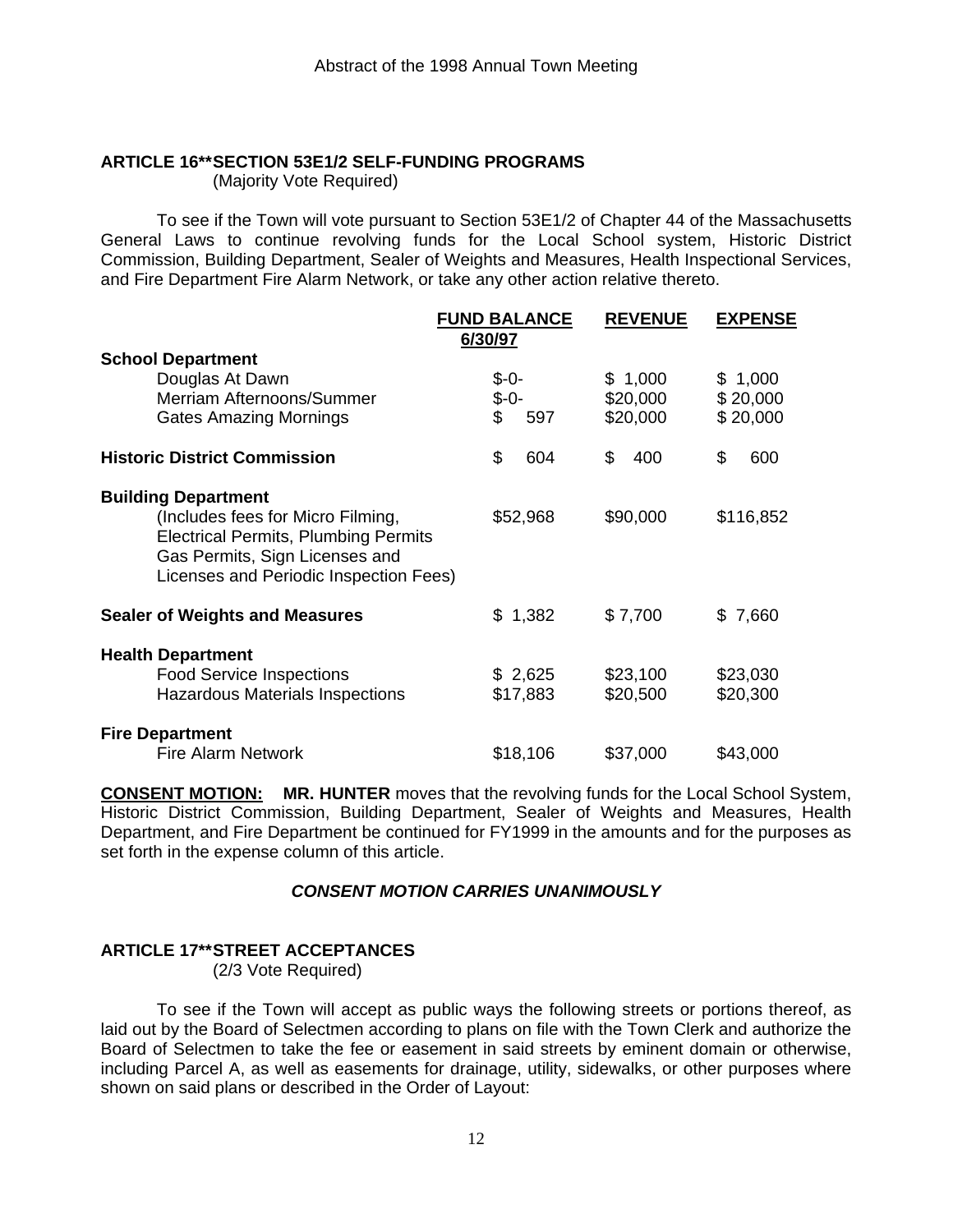### ARTICLE 16**SECTION 53E1/2 SELF-FUNDING PROGRAMS

(Majority Vote Required)

To see if the Town will vote pursuant to Section 53E1/2 of Chapter 44 of the Massachusetts General Laws to continue revolving funds for the Local School system, Historic District Commission, Building Department, Sealer of Weights and Measures, Health Inspectional Services, and Fire Department Fire Alarm Network, or take any other action relative thereto.

| | FUND BALANCE 6/30/97 | REVENUE | EXPENSE |
|---|---|---|---|
| **School Department** | | | |
| Douglas At Dawn | $-0- | $ 1,000 | $ 1,000 |
| Merriam Afternoons/Summer | $-0- | $20,000 | $ 20,000 |
| Gates Amazing Mornings | $ 597 | $20,000 | $ 20,000 |
| **Historic District Commission** | $ 604 | $ 400 | $ 600 |
| **Building Department** (Includes fees for Micro Filming, Electrical Permits, Plumbing Permits Gas Permits, Sign Licenses and Licenses and Periodic Inspection Fees) | $52,968 | $90,000 | $116,852 |
| **Sealer of Weights and Measures** | $ 1,382 | $ 7,700 | $ 7,660 |
| **Health Department** | | | |
| Food Service Inspections | $ 2,625 | $23,100 | $23,030 |
| Hazardous Materials Inspections | $17,883 | $20,500 | $20,300 |
| **Fire Department** | | | |
| Fire Alarm Network | $18,106 | $37,000 | $43,000 |

**CONSENT MOTION: MR. HUNTER** moves that the revolving funds for the Local School System, Historic District Commission, Building Department, Sealer of Weights and Measures, Health Department, and Fire Department be continued for FY1999 in the amounts and for the purposes as set forth in the expense column of this article.

***CONSENT MOTION CARRIES UNANIMOUSLY***

### ARTICLE 17**STREET ACCEPTANCES

(2/3 Vote Required)

To see if the Town will accept as public ways the following streets or portions thereof, as laid out by the Board of Selectmen according to plans on file with the Town Clerk and authorize the Board of Selectmen to take the fee or easement in said streets by eminent domain or otherwise, including Parcel A, as well as easements for drainage, utility, sidewalks, or other purposes where shown on said plans or described in the Order of Layout: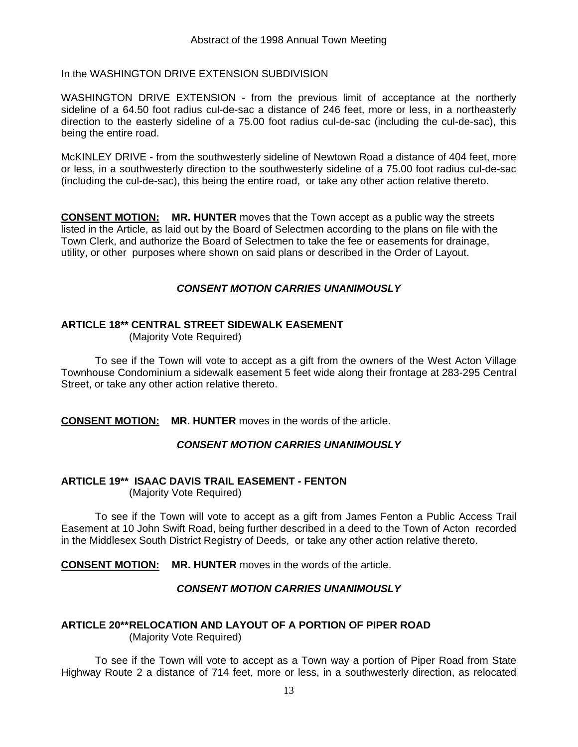In the WASHINGTON DRIVE EXTENSION SUBDIVISION

WASHINGTON DRIVE EXTENSION - from the previous limit of acceptance at the northerly sideline of a 64.50 foot radius cul-de-sac a distance of 246 feet, more or less, in a northeasterly direction to the easterly sideline of a 75.00 foot radius cul-de-sac (including the cul-de-sac), this being the entire road.

McKINLEY DRIVE - from the southwesterly sideline of Newtown Road a distance of 404 feet, more or less, in a southwesterly direction to the southwesterly sideline of a 75.00 foot radius cul-de-sac (including the cul-de-sac), this being the entire road, or take any other action relative thereto.

**CONSENT MOTION:** **MR. HUNTER** moves that the Town accept as a public way the streets listed in the Article, as laid out by the Board of Selectmen according to the plans on file with the Town Clerk, and authorize the Board of Selectmen to take the fee or easements for drainage, utility, or other purposes where shown on said plans or described in the Order of Layout.

***CONSENT MOTION CARRIES UNANIMOUSLY***

**ARTICLE 18\*\* CENTRAL STREET SIDEWALK EASEMENT**
(Majority Vote Required)

To see if the Town will vote to accept as a gift from the owners of the West Acton Village Townhouse Condominium a sidewalk easement 5 feet wide along their frontage at 283-295 Central Street, or take any other action relative thereto.

**CONSENT MOTION:** **MR. HUNTER** moves in the words of the article.

***CONSENT MOTION CARRIES UNANIMOUSLY***

**ARTICLE 19\*\* ISAAC DAVIS TRAIL EASEMENT - FENTON**
(Majority Vote Required)

To see if the Town will vote to accept as a gift from James Fenton a Public Access Trail Easement at 10 John Swift Road, being further described in a deed to the Town of Acton recorded in the Middlesex South District Registry of Deeds, or take any other action relative thereto.

**CONSENT MOTION:** **MR. HUNTER** moves in the words of the article.

***CONSENT MOTION CARRIES UNANIMOUSLY***

**ARTICLE 20\*\*RELOCATION AND LAYOUT OF A PORTION OF PIPER ROAD**
(Majority Vote Required)

To see if the Town will vote to accept as a Town way a portion of Piper Road from State Highway Route 2 a distance of 714 feet, more or less, in a southwesterly direction, as relocated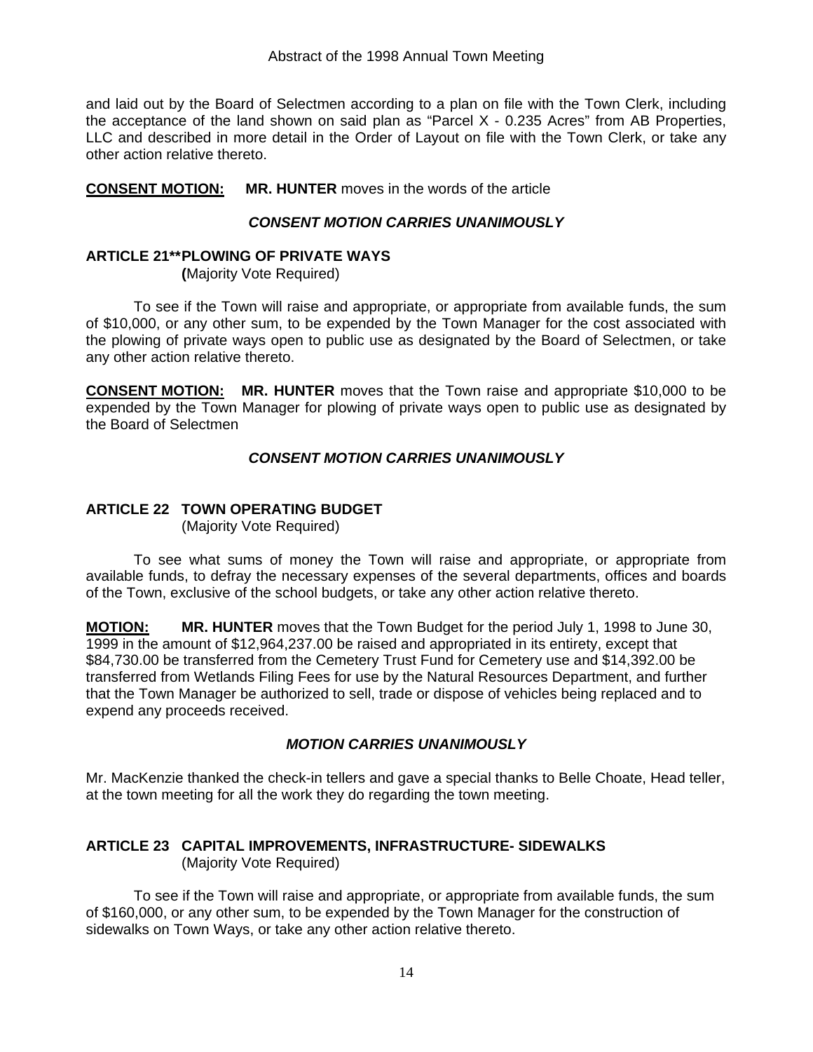and laid out by the Board of Selectmen according to a plan on file with the Town Clerk, including the acceptance of the land shown on said plan as "Parcel X - 0.235 Acres" from AB Properties, LLC and described in more detail in the Order of Layout on file with the Town Clerk, or take any other action relative thereto.

**CONSENT MOTION:** **MR. HUNTER** moves in the words of the article

***CONSENT MOTION CARRIES UNANIMOUSLY***

**ARTICLE 21**PLOWING OF PRIVATE WAYS**
**(**Majority Vote Required)

To see if the Town will raise and appropriate, or appropriate from available funds, the sum of $10,000, or any other sum, to be expended by the Town Manager for the cost associated with the plowing of private ways open to public use as designated by the Board of Selectmen, or take any other action relative thereto.

**CONSENT MOTION:** **MR. HUNTER** moves that the Town raise and appropriate $10,000 to be expended by the Town Manager for plowing of private ways open to public use as designated by the Board of Selectmen

***CONSENT MOTION CARRIES UNANIMOUSLY***

**ARTICLE 22 TOWN OPERATING BUDGET**
(Majority Vote Required)

To see what sums of money the Town will raise and appropriate, or appropriate from available funds, to defray the necessary expenses of the several departments, offices and boards of the Town, exclusive of the school budgets, or take any other action relative thereto.

**MOTION:** **MR. HUNTER** moves that the Town Budget for the period July 1, 1998 to June 30, 1999 in the amount of $12,964,237.00 be raised and appropriated in its entirety, except that $84,730.00 be transferred from the Cemetery Trust Fund for Cemetery use and $14,392.00 be transferred from Wetlands Filing Fees for use by the Natural Resources Department, and further that the Town Manager be authorized to sell, trade or dispose of vehicles being replaced and to expend any proceeds received.

***MOTION CARRIES UNANIMOUSLY***

Mr. MacKenzie thanked the check-in tellers and gave a special thanks to Belle Choate, Head teller, at the town meeting for all the work they do regarding the town meeting.

**ARTICLE 23 CAPITAL IMPROVEMENTS, INFRASTRUCTURE- SIDEWALKS**
(Majority Vote Required)

To see if the Town will raise and appropriate, or appropriate from available funds, the sum of $160,000, or any other sum, to be expended by the Town Manager for the construction of sidewalks on Town Ways, or take any other action relative thereto.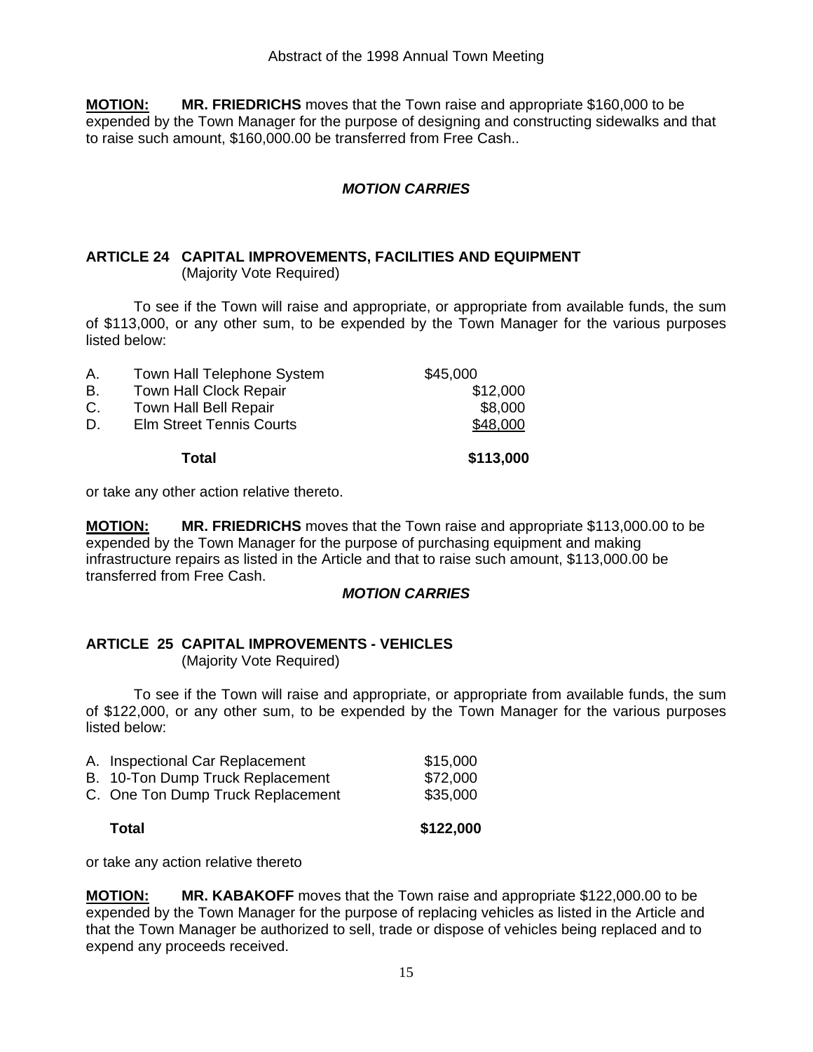**MOTION:** **MR. FRIEDRICHS** moves that the Town raise and appropriate $160,000 to be expended by the Town Manager for the purpose of designing and constructing sidewalks and that to raise such amount, $160,000.00 be transferred from Free Cash..

***MOTION CARRIES***

### ARTICLE 24 CAPITAL IMPROVEMENTS, FACILITIES AND EQUIPMENT

(Majority Vote Required)

To see if the Town will raise and appropriate, or appropriate from available funds, the sum of $113,000, or any other sum, to be expended by the Town Manager for the various purposes listed below:

| | | |
|---|---|---|
| A. | Town Hall Telephone System | $45,000 |
| B. | Town Hall Clock Repair | $12,000 |
| C. | Town Hall Bell Repair | $8,000 |
| D. | Elm Street Tennis Courts | $48,000 |
| | **Total** | **$113,000** |

or take any other action relative thereto.

**MOTION:** **MR. FRIEDRICHS** moves that the Town raise and appropriate $113,000.00 to be expended by the Town Manager for the purpose of purchasing equipment and making infrastructure repairs as listed in the Article and that to raise such amount, $113,000.00 be transferred from Free Cash.

***MOTION CARRIES***

### ARTICLE 25 CAPITAL IMPROVEMENTS - VEHICLES

(Majority Vote Required)

To see if the Town will raise and appropriate, or appropriate from available funds, the sum of $122,000, or any other sum, to be expended by the Town Manager for the various purposes listed below:

| | |
|---|---|
| A. Inspectional Car Replacement | $15,000 |
| B. 10-Ton Dump Truck Replacement | $72,000 |
| C. One Ton Dump Truck Replacement | $35,000 |
| **Total** | **$122,000** |

or take any action relative thereto

**MOTION:** **MR. KABAKOFF** moves that the Town raise and appropriate $122,000.00 to be expended by the Town Manager for the purpose of replacing vehicles as listed in the Article and that the Town Manager be authorized to sell, trade or dispose of vehicles being replaced and to expend any proceeds received.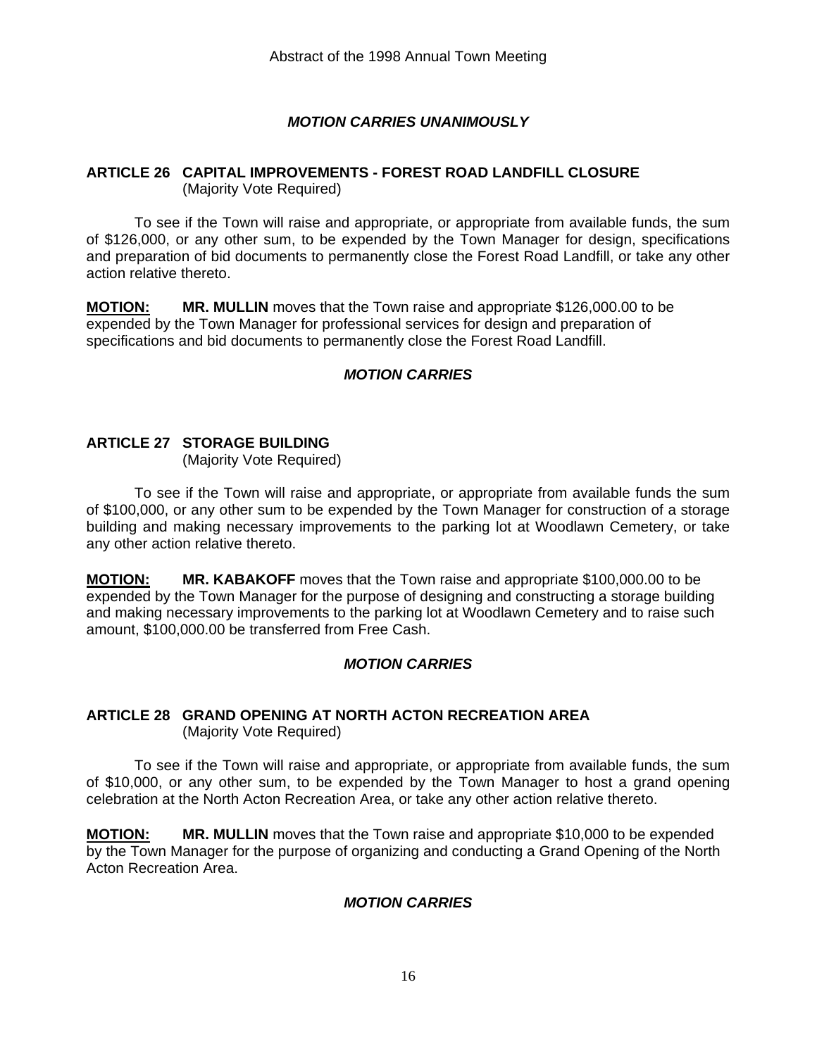***MOTION CARRIES UNANIMOUSLY***

### ARTICLE 26 CAPITAL IMPROVEMENTS - FOREST ROAD LANDFILL CLOSURE
(Majority Vote Required)

To see if the Town will raise and appropriate, or appropriate from available funds, the sum of $126,000, or any other sum, to be expended by the Town Manager for design, specifications and preparation of bid documents to permanently close the Forest Road Landfill, or take any other action relative thereto.

**MOTION:** **MR. MULLIN** moves that the Town raise and appropriate $126,000.00 to be expended by the Town Manager for professional services for design and preparation of specifications and bid documents to permanently close the Forest Road Landfill.

***MOTION CARRIES***

### ARTICLE 27 STORAGE BUILDING
(Majority Vote Required)

To see if the Town will raise and appropriate, or appropriate from available funds the sum of $100,000, or any other sum to be expended by the Town Manager for construction of a storage building and making necessary improvements to the parking lot at Woodlawn Cemetery, or take any other action relative thereto.

**MOTION:** **MR. KABAKOFF** moves that the Town raise and appropriate $100,000.00 to be expended by the Town Manager for the purpose of designing and constructing a storage building and making necessary improvements to the parking lot at Woodlawn Cemetery and to raise such amount, $100,000.00 be transferred from Free Cash.

***MOTION CARRIES***

### ARTICLE 28 GRAND OPENING AT NORTH ACTON RECREATION AREA
(Majority Vote Required)

To see if the Town will raise and appropriate, or appropriate from available funds, the sum of $10,000, or any other sum, to be expended by the Town Manager to host a grand opening celebration at the North Acton Recreation Area, or take any other action relative thereto.

**MOTION:** **MR. MULLIN** moves that the Town raise and appropriate $10,000 to be expended by the Town Manager for the purpose of organizing and conducting a Grand Opening of the North Acton Recreation Area.

***MOTION CARRIES***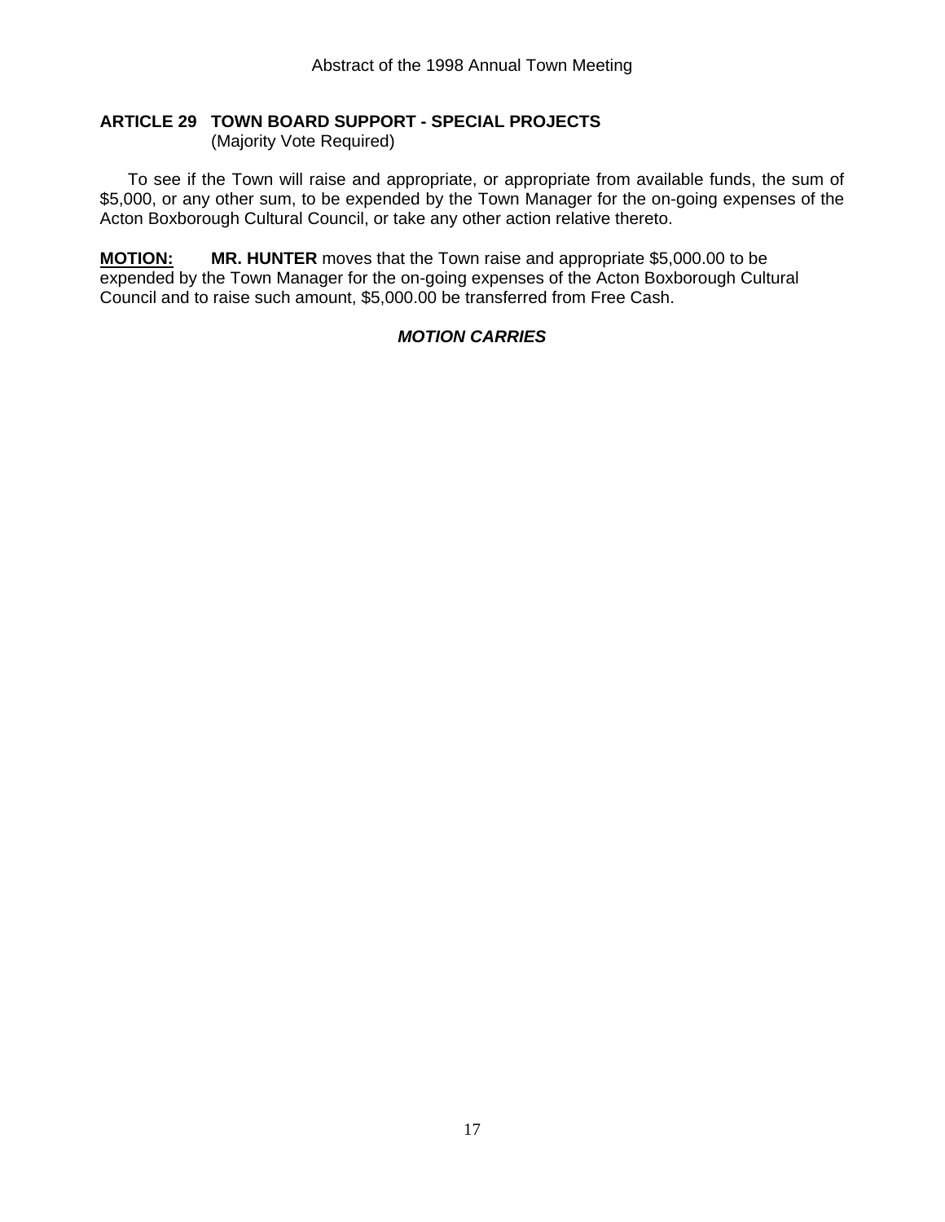## ARTICLE 29 TOWN BOARD SUPPORT - SPECIAL PROJECTS

(Majority Vote Required)

To see if the Town will raise and appropriate, or appropriate from available funds, the sum of $5,000, or any other sum, to be expended by the Town Manager for the on-going expenses of the Acton Boxborough Cultural Council, or take any other action relative thereto.

**MOTION:** **MR. HUNTER** moves that the Town raise and appropriate $5,000.00 to be expended by the Town Manager for the on-going expenses of the Acton Boxborough Cultural Council and to raise such amount, $5,000.00 be transferred from Free Cash.

***MOTION CARRIES***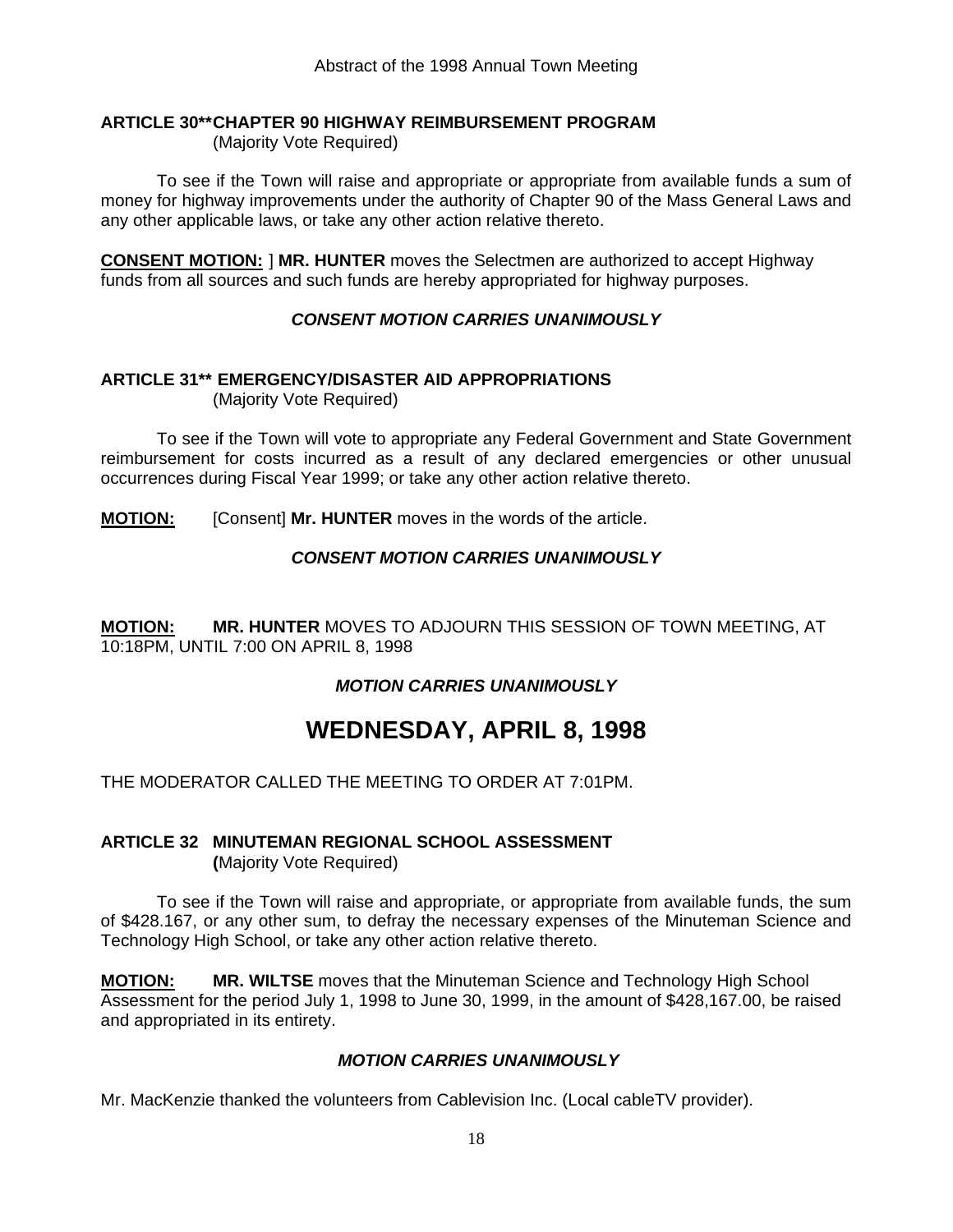### ARTICLE 30**CHAPTER 90 HIGHWAY REIMBURSEMENT PROGRAM

(Majority Vote Required)

To see if the Town will raise and appropriate or appropriate from available funds a sum of money for highway improvements under the authority of Chapter 90 of the Mass General Laws and any other applicable laws, or take any other action relative thereto.

**CONSENT MOTION:** ] **MR. HUNTER** moves the Selectmen are authorized to accept Highway funds from all sources and such funds are hereby appropriated for highway purposes.

***CONSENT MOTION CARRIES UNANIMOUSLY***

### ARTICLE 31** EMERGENCY/DISASTER AID APPROPRIATIONS

(Majority Vote Required)

To see if the Town will vote to appropriate any Federal Government and State Government reimbursement for costs incurred as a result of any declared emergencies or other unusual occurrences during Fiscal Year 1999; or take any other action relative thereto.

**MOTION:** [Consent] **Mr. HUNTER** moves in the words of the article.

***CONSENT MOTION CARRIES UNANIMOUSLY***

**MOTION:** **MR. HUNTER** MOVES TO ADJOURN THIS SESSION OF TOWN MEETING, AT 10:18PM, UNTIL 7:00 ON APRIL 8, 1998

***MOTION CARRIES UNANIMOUSLY***

# WEDNESDAY, APRIL 8, 1998

THE MODERATOR CALLED THE MEETING TO ORDER AT 7:01PM.

### ARTICLE 32 MINUTEMAN REGIONAL SCHOOL ASSESSMENT

**(**Majority Vote Required)

To see if the Town will raise and appropriate, or appropriate from available funds, the sum of $428.167, or any other sum, to defray the necessary expenses of the Minuteman Science and Technology High School, or take any other action relative thereto.

**MOTION:** **MR. WILTSE** moves that the Minuteman Science and Technology High School Assessment for the period July 1, 1998 to June 30, 1999, in the amount of $428,167.00, be raised and appropriated in its entirety.

***MOTION CARRIES UNANIMOUSLY***

Mr. MacKenzie thanked the volunteers from Cablevision Inc. (Local cableTV provider).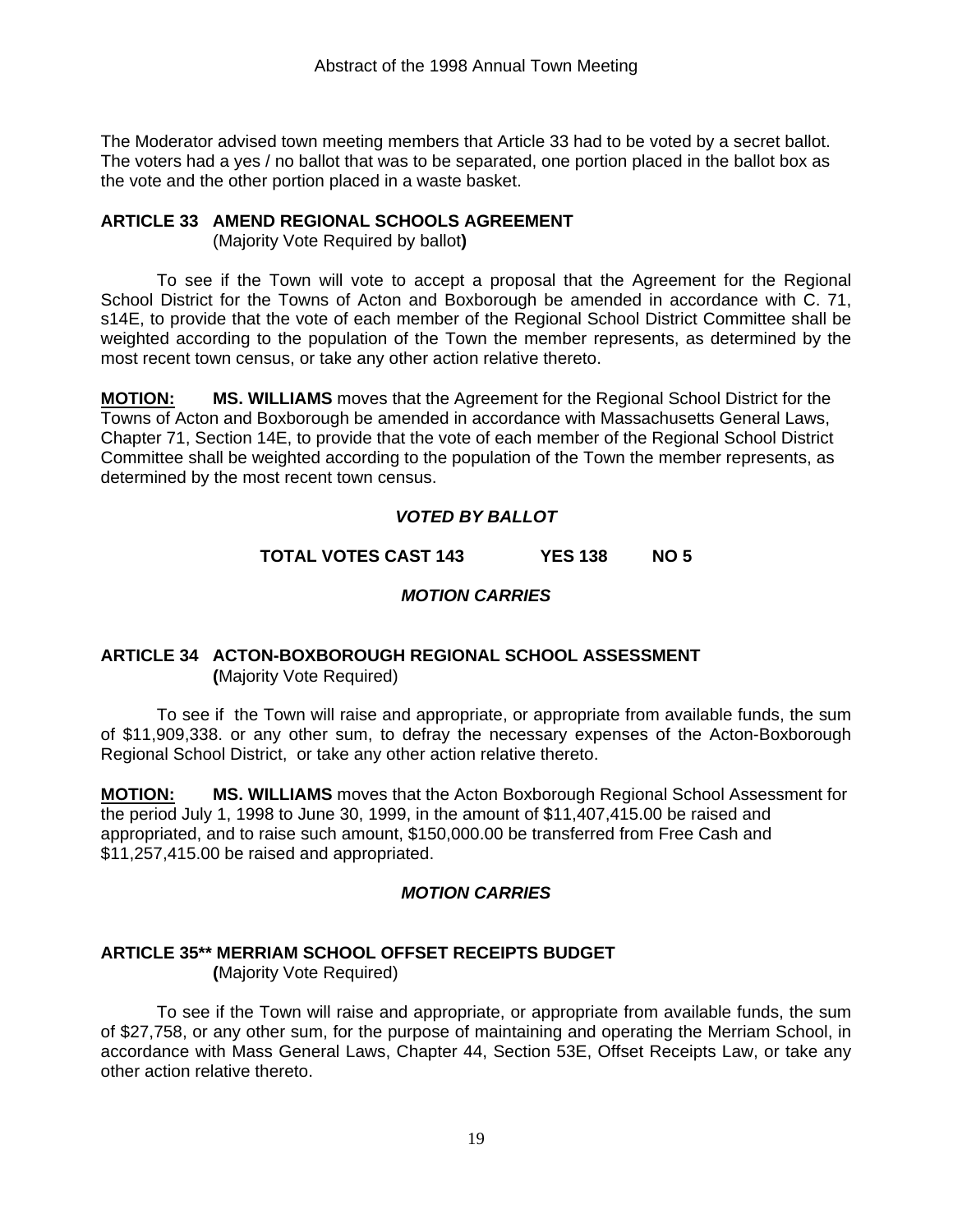The Moderator advised town meeting members that Article 33 had to be voted by a secret ballot. The voters had a yes / no ballot that was to be separated, one portion placed in the ballot box as the vote and the other portion placed in a waste basket.

## ARTICLE 33 AMEND REGIONAL SCHOOLS AGREEMENT

(Majority Vote Required by ballot**)**

To see if the Town will vote to accept a proposal that the Agreement for the Regional School District for the Towns of Acton and Boxborough be amended in accordance with C. 71, s14E, to provide that the vote of each member of the Regional School District Committee shall be weighted according to the population of the Town the member represents, as determined by the most recent town census, or take any other action relative thereto.

**MOTION:** **MS. WILLIAMS** moves that the Agreement for the Regional School District for the Towns of Acton and Boxborough be amended in accordance with Massachusetts General Laws, Chapter 71, Section 14E, to provide that the vote of each member of the Regional School District Committee shall be weighted according to the population of the Town the member represents, as determined by the most recent town census.

***VOTED BY BALLOT***

**TOTAL VOTES CAST 143 YES 138 NO 5**

***MOTION CARRIES***

## ARTICLE 34 ACTON-BOXBOROUGH REGIONAL SCHOOL ASSESSMENT

**(**Majority Vote Required)

To see if the Town will raise and appropriate, or appropriate from available funds, the sum of $11,909,338. or any other sum, to defray the necessary expenses of the Acton-Boxborough Regional School District, or take any other action relative thereto.

**MOTION:** **MS. WILLIAMS** moves that the Acton Boxborough Regional School Assessment for the period July 1, 1998 to June 30, 1999, in the amount of $11,407,415.00 be raised and appropriated, and to raise such amount, $150,000.00 be transferred from Free Cash and $11,257,415.00 be raised and appropriated.

***MOTION CARRIES***

## ARTICLE 35** MERRIAM SCHOOL OFFSET RECEIPTS BUDGET

**(**Majority Vote Required)

To see if the Town will raise and appropriate, or appropriate from available funds, the sum of $27,758, or any other sum, for the purpose of maintaining and operating the Merriam School, in accordance with Mass General Laws, Chapter 44, Section 53E, Offset Receipts Law, or take any other action relative thereto.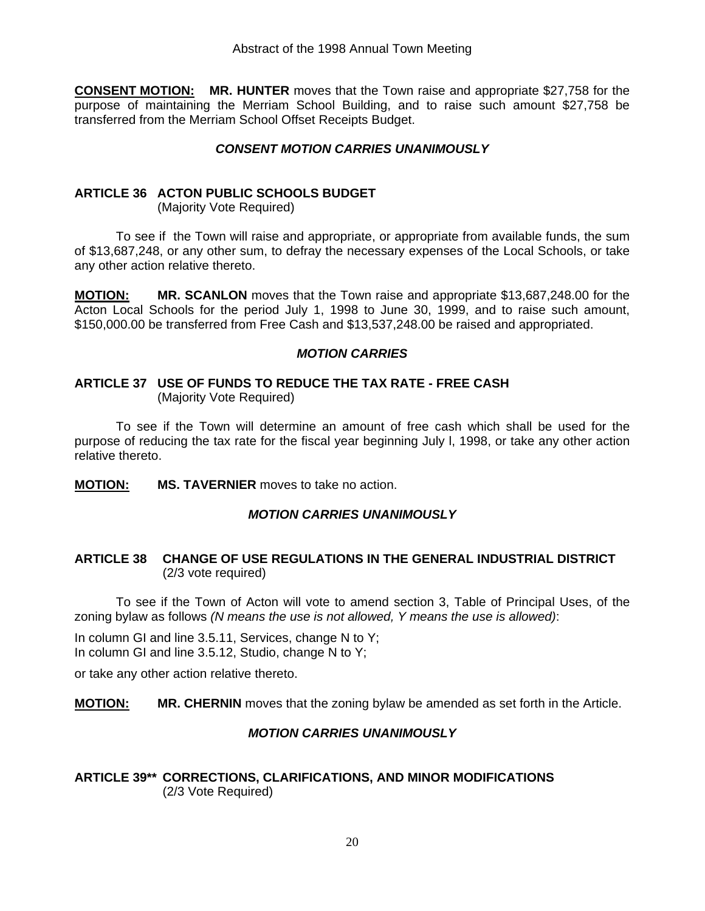**CONSENT MOTION:** **MR. HUNTER** moves that the Town raise and appropriate $27,758 for the purpose of maintaining the Merriam School Building, and to raise such amount $27,758 be transferred from the Merriam School Offset Receipts Budget.

***CONSENT MOTION CARRIES UNANIMOUSLY***

## ARTICLE 36 ACTON PUBLIC SCHOOLS BUDGET
(Majority Vote Required)

To see if the Town will raise and appropriate, or appropriate from available funds, the sum of $13,687,248, or any other sum, to defray the necessary expenses of the Local Schools, or take any other action relative thereto.

**MOTION:** **MR. SCANLON** moves that the Town raise and appropriate $13,687,248.00 for the Acton Local Schools for the period July 1, 1998 to June 30, 1999, and to raise such amount, $150,000.00 be transferred from Free Cash and $13,537,248.00 be raised and appropriated.

***MOTION CARRIES***

## ARTICLE 37 USE OF FUNDS TO REDUCE THE TAX RATE - FREE CASH
(Majority Vote Required)

To see if the Town will determine an amount of free cash which shall be used for the purpose of reducing the tax rate for the fiscal year beginning July l, 1998, or take any other action relative thereto.

**MOTION:** **MS. TAVERNIER** moves to take no action.

***MOTION CARRIES UNANIMOUSLY***

## ARTICLE 38 CHANGE OF USE REGULATIONS IN THE GENERAL INDUSTRIAL DISTRICT
(2/3 vote required)

To see if the Town of Acton will vote to amend section 3, Table of Principal Uses, of the zoning bylaw as follows *(N means the use is not allowed, Y means the use is allowed)*:

In column GI and line 3.5.11, Services, change N to Y;
In column GI and line 3.5.12, Studio, change N to Y;

or take any other action relative thereto.

**MOTION:** **MR. CHERNIN** moves that the zoning bylaw be amended as set forth in the Article.

***MOTION CARRIES UNANIMOUSLY***

## ARTICLE 39** CORRECTIONS, CLARIFICATIONS, AND MINOR MODIFICATIONS
(2/3 Vote Required)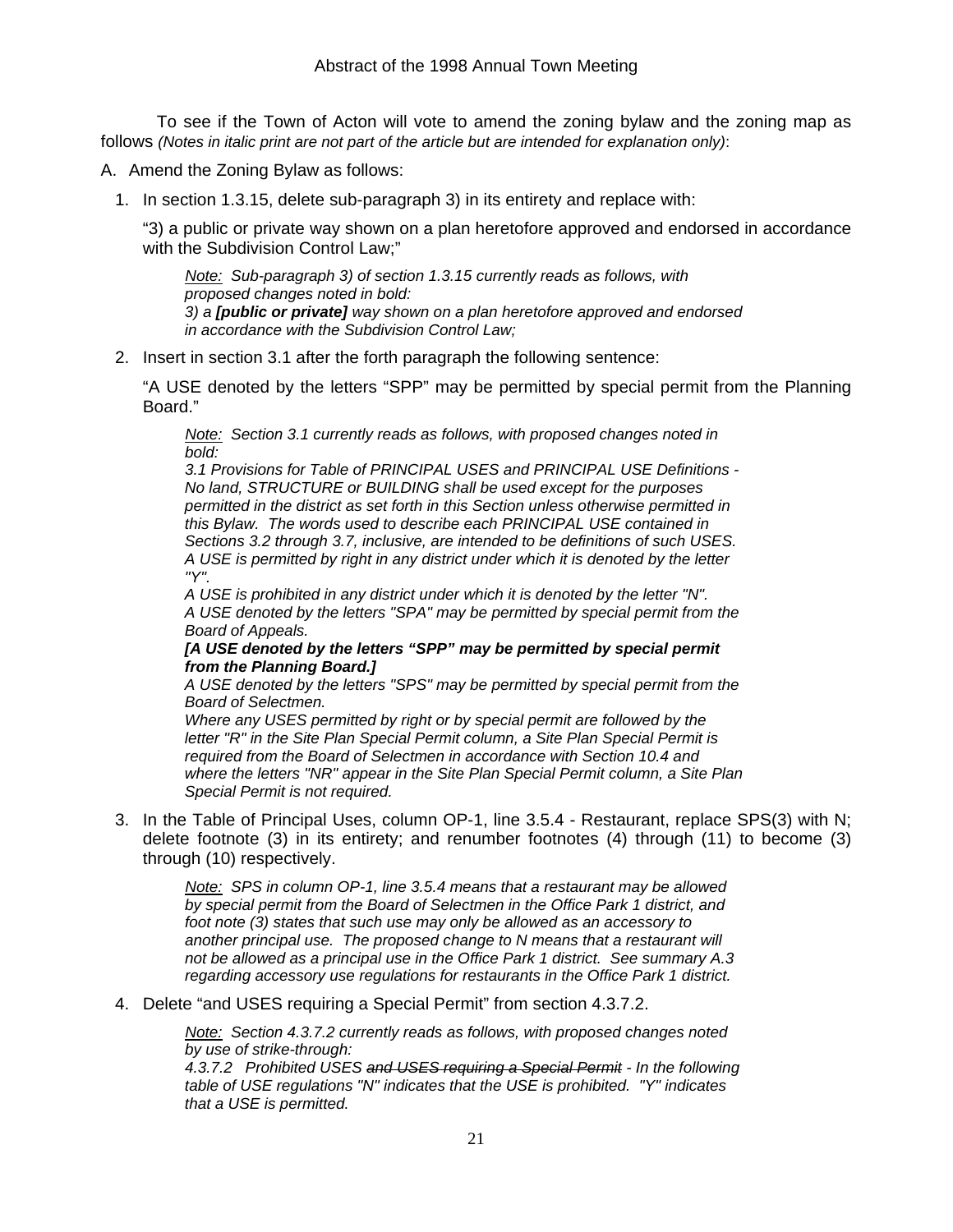To see if the Town of Acton will vote to amend the zoning bylaw and the zoning map as follows *(Notes in italic print are not part of the article but are intended for explanation only)*:

A. Amend the Zoning Bylaw as follows:

1. In section 1.3.15, delete sub-paragraph 3) in its entirety and replace with:

   "3) a public or private way shown on a plan heretofore approved and endorsed in accordance with the Subdivision Control Law;"

   > *Note: Sub-paragraph 3) of section 1.3.15 currently reads as follows, with proposed changes noted in bold:*
   > *3) a **[public or private]** way shown on a plan heretofore approved and endorsed in accordance with the Subdivision Control Law;*

2. Insert in section 3.1 after the forth paragraph the following sentence:

   "A USE denoted by the letters "SPP" may be permitted by special permit from the Planning Board."

   > *Note: Section 3.1 currently reads as follows, with proposed changes noted in bold:*
   > *3.1 Provisions for Table of PRINCIPAL USES and PRINCIPAL USE Definitions - No land, STRUCTURE or BUILDING shall be used except for the purposes permitted in the district as set forth in this Section unless otherwise permitted in this Bylaw. The words used to describe each PRINCIPAL USE contained in Sections 3.2 through 3.7, inclusive, are intended to be definitions of such USES. A USE is permitted by right in any district under which it is denoted by the letter "Y".*
   > *A USE is prohibited in any district under which it is denoted by the letter "N".*
   > *A USE denoted by the letters "SPA" may be permitted by special permit from the Board of Appeals.*
   > ***[A USE denoted by the letters "SPP" may be permitted by special permit from the Planning Board.]***
   > *A USE denoted by the letters "SPS" may be permitted by special permit from the Board of Selectmen.*
   > *Where any USES permitted by right or by special permit are followed by the letter "R" in the Site Plan Special Permit column, a Site Plan Special Permit is required from the Board of Selectmen in accordance with Section 10.4 and where the letters "NR" appear in the Site Plan Special Permit column, a Site Plan Special Permit is not required.*

3. In the Table of Principal Uses, column OP-1, line 3.5.4 - Restaurant, replace SPS(3) with N; delete footnote (3) in its entirety; and renumber footnotes (4) through (11) to become (3) through (10) respectively.

   > *Note: SPS in column OP-1, line 3.5.4 means that a restaurant may be allowed by special permit from the Board of Selectmen in the Office Park 1 district, and foot note (3) states that such use may only be allowed as an accessory to another principal use. The proposed change to N means that a restaurant will not be allowed as a principal use in the Office Park 1 district. See summary A.3 regarding accessory use regulations for restaurants in the Office Park 1 district.*

4. Delete "and USES requiring a Special Permit" from section 4.3.7.2.

   > *Note: Section 4.3.7.2 currently reads as follows, with proposed changes noted by use of strike-through:*
   > *4.3.7.2 Prohibited USES ~~and USES requiring a Special Permit~~ - In the following table of USE regulations "N" indicates that the USE is prohibited. "Y" indicates that a USE is permitted.*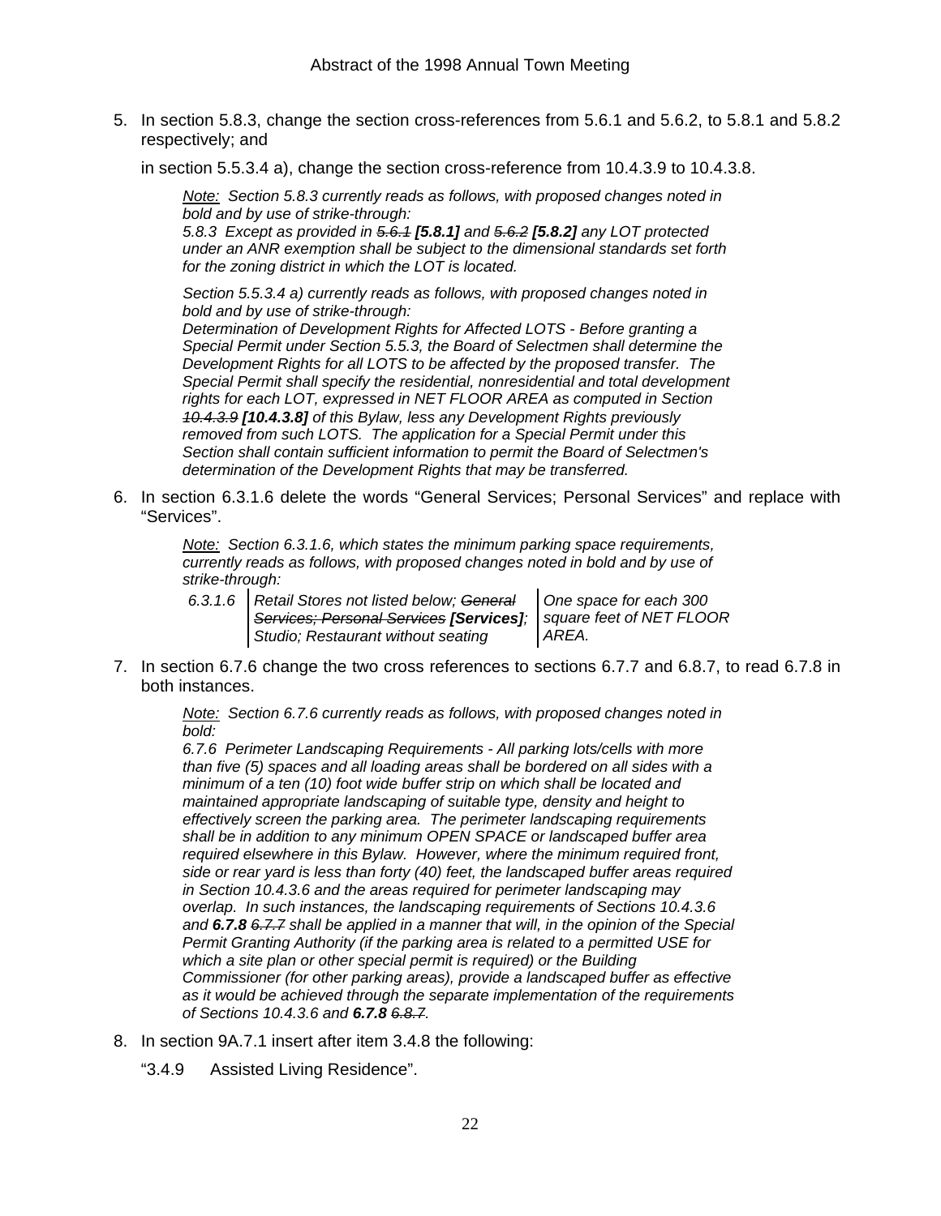5. In section 5.8.3, change the section cross-references from 5.6.1 and 5.6.2, to 5.8.1 and 5.8.2 respectively; and

   in section 5.5.3.4 a), change the section cross-reference from 10.4.3.9 to 10.4.3.8.

   *Note: Section 5.8.3 currently reads as follows, with proposed changes noted in bold and by use of strike-through:*
   *5.8.3 Except as provided in ~~5.6.1~~ **[5.8.1]** and ~~5.6.2~~ **[5.8.2]** any LOT protected under an ANR exemption shall be subject to the dimensional standards set forth for the zoning district in which the LOT is located.*

   *Section 5.5.3.4 a) currently reads as follows, with proposed changes noted in bold and by use of strike-through:*
   *Determination of Development Rights for Affected LOTS - Before granting a Special Permit under Section 5.5.3, the Board of Selectmen shall determine the Development Rights for all LOTS to be affected by the proposed transfer. The Special Permit shall specify the residential, nonresidential and total development rights for each LOT, expressed in NET FLOOR AREA as computed in Section ~~10.4.3.9~~ **[10.4.3.8]** of this Bylaw, less any Development Rights previously removed from such LOTS. The application for a Special Permit under this Section shall contain sufficient information to permit the Board of Selectmen's determination of the Development Rights that may be transferred.*

6. In section 6.3.1.6 delete the words "General Services; Personal Services" and replace with "Services".

   *Note: Section 6.3.1.6, which states the minimum parking space requirements, currently reads as follows, with proposed changes noted in bold and by use of strike-through:*

   | | | |
   |---|---|---|
   | *6.3.1.6* | *Retail Stores not listed below; ~~General Services; Personal Services~~ **[Services]**; Studio; Restaurant without seating* | *One space for each 300 square feet of NET FLOOR AREA.* |

7. In section 6.7.6 change the two cross references to sections 6.7.7 and 6.8.7, to read 6.7.8 in both instances.

   *Note: Section 6.7.6 currently reads as follows, with proposed changes noted in bold:*
   *6.7.6 Perimeter Landscaping Requirements - All parking lots/cells with more than five (5) spaces and all loading areas shall be bordered on all sides with a minimum of a ten (10) foot wide buffer strip on which shall be located and maintained appropriate landscaping of suitable type, density and height to effectively screen the parking area. The perimeter landscaping requirements shall be in addition to any minimum OPEN SPACE or landscaped buffer area required elsewhere in this Bylaw. However, where the minimum required front, side or rear yard is less than forty (40) feet, the landscaped buffer areas required in Section 10.4.3.6 and the areas required for perimeter landscaping may overlap. In such instances, the landscaping requirements of Sections 10.4.3.6 and **6.7.8** ~~6.7.7~~ shall be applied in a manner that will, in the opinion of the Special Permit Granting Authority (if the parking area is related to a permitted USE for which a site plan or other special permit is required) or the Building Commissioner (for other parking areas), provide a landscaped buffer as effective as it would be achieved through the separate implementation of the requirements of Sections 10.4.3.6 and **6.7.8** ~~6.8.7~~.*

8. In section 9A.7.1 insert after item 3.4.8 the following:

   "3.4.9 Assisted Living Residence".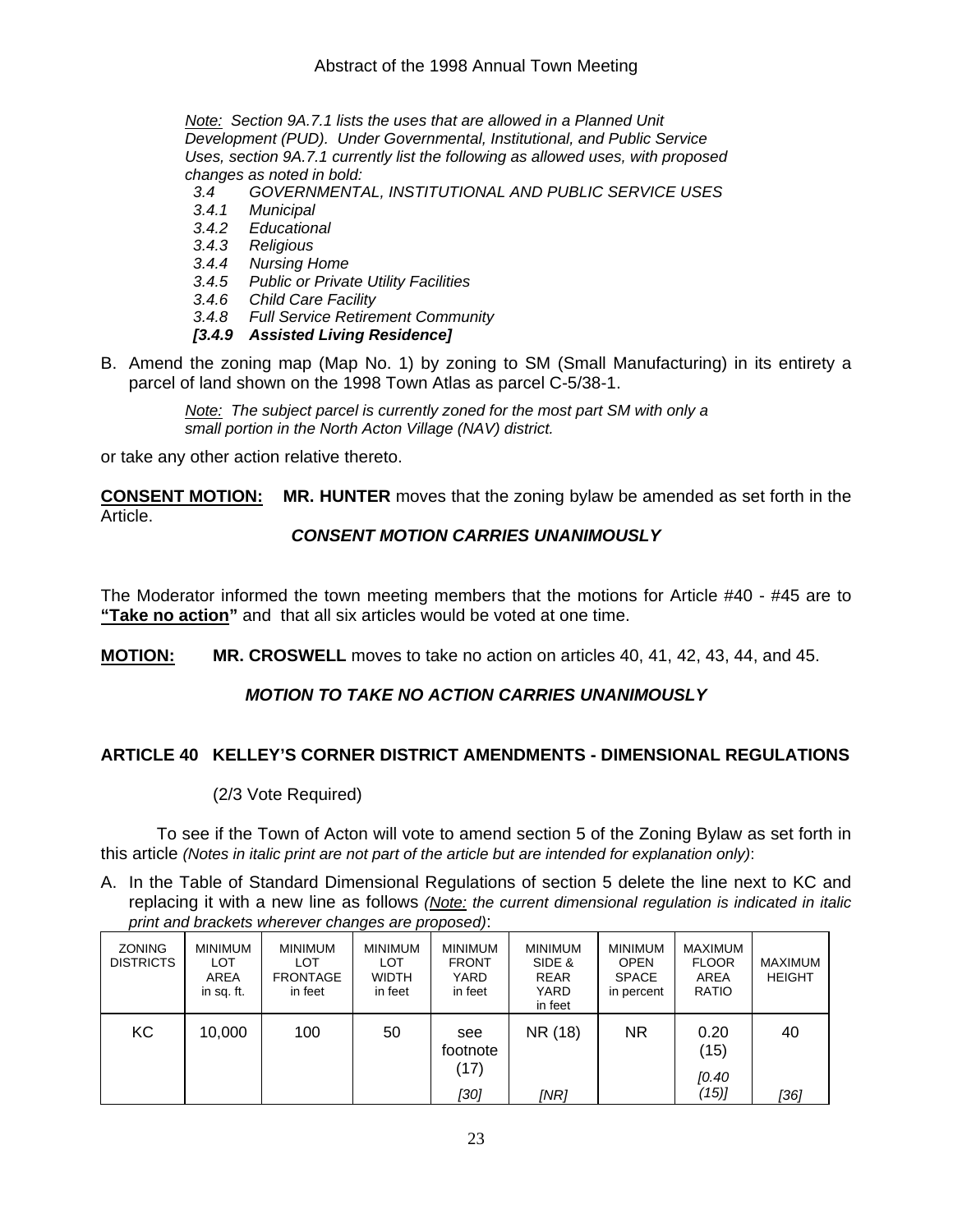*Note: Section 9A.7.1 lists the uses that are allowed in a Planned Unit Development (PUD). Under Governmental, Institutional, and Public Service Uses, section 9A.7.1 currently list the following as allowed uses, with proposed changes as noted in bold:*

*3.4 GOVERNMENTAL, INSTITUTIONAL AND PUBLIC SERVICE USES*
*3.4.1 Municipal*
*3.4.2 Educational*
*3.4.3 Religious*
*3.4.4 Nursing Home*
*3.4.5 Public or Private Utility Facilities*
*3.4.6 Child Care Facility*
*3.4.8 Full Service Retirement Community*
***[3.4.9 Assisted Living Residence]***

B. Amend the zoning map (Map No. 1) by zoning to SM (Small Manufacturing) in its entirety a parcel of land shown on the 1998 Town Atlas as parcel C-5/38-1.

*Note: The subject parcel is currently zoned for the most part SM with only a small portion in the North Acton Village (NAV) district.*

or take any other action relative thereto.

**CONSENT MOTION:** **MR. HUNTER** moves that the zoning bylaw be amended as set forth in the Article.

***CONSENT MOTION CARRIES UNANIMOUSLY***

The Moderator informed the town meeting members that the motions for Article #40 - #45 are to **"Take no action"** and that all six articles would be voted at one time.

**MOTION:** **MR. CROSWELL** moves to take no action on articles 40, 41, 42, 43, 44, and 45.

***MOTION TO TAKE NO ACTION CARRIES UNANIMOUSLY***

## ARTICLE 40 KELLEY'S CORNER DISTRICT AMENDMENTS - DIMENSIONAL REGULATIONS

(2/3 Vote Required)

To see if the Town of Acton will vote to amend section 5 of the Zoning Bylaw as set forth in this article *(Notes in italic print are not part of the article but are intended for explanation only)*:

A. In the Table of Standard Dimensional Regulations of section 5 delete the line next to KC and replacing it with a new line as follows *(Note: the current dimensional regulation is indicated in italic print and brackets wherever changes are proposed)*:

| ZONING DISTRICTS | MINIMUM LOT AREA in sq. ft. | MINIMUM LOT FRONTAGE in feet | MINIMUM LOT WIDTH in feet | MINIMUM FRONT YARD in feet | MINIMUM SIDE & REAR YARD in feet | MINIMUM OPEN SPACE in percent | MAXIMUM FLOOR AREA RATIO | MAXIMUM HEIGHT |
|---|---|---|---|---|---|---|---|---|
| KC | 10,000 | 100 | 50 | see footnote (17) *[30]* | NR (18) *[NR]* | NR | 0.20 (15) *[0.40 (15)]* | 40 *[36]* |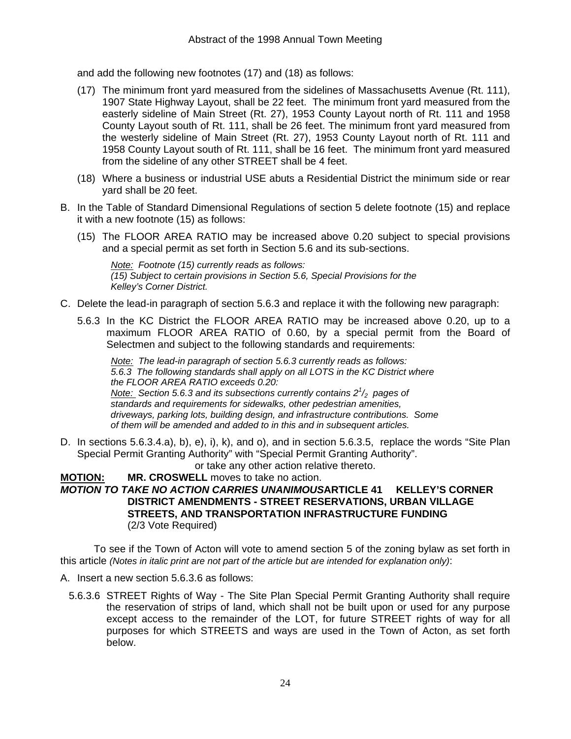and add the following new footnotes (17) and (18) as follows:

(17) The minimum front yard measured from the sidelines of Massachusetts Avenue (Rt. 111), 1907 State Highway Layout, shall be 22 feet. The minimum front yard measured from the easterly sideline of Main Street (Rt. 27), 1953 County Layout north of Rt. 111 and 1958 County Layout south of Rt. 111, shall be 26 feet. The minimum front yard measured from the westerly sideline of Main Street (Rt. 27), 1953 County Layout north of Rt. 111 and 1958 County Layout south of Rt. 111, shall be 16 feet. The minimum front yard measured from the sideline of any other STREET shall be 4 feet.

(18) Where a business or industrial USE abuts a Residential District the minimum side or rear yard shall be 20 feet.

B. In the Table of Standard Dimensional Regulations of section 5 delete footnote (15) and replace it with a new footnote (15) as follows:

(15) The FLOOR AREA RATIO may be increased above 0.20 subject to special provisions and a special permit as set forth in Section 5.6 and its sub-sections.

*Note: Footnote (15) currently reads as follows:*
*(15) Subject to certain provisions in Section 5.6, Special Provisions for the Kelley's Corner District.*

C. Delete the lead-in paragraph of section 5.6.3 and replace it with the following new paragraph:

5.6.3 In the KC District the FLOOR AREA RATIO may be increased above 0.20, up to a maximum FLOOR AREA RATIO of 0.60, by a special permit from the Board of Selectmen and subject to the following standards and requirements:

*Note: The lead-in paragraph of section 5.6.3 currently reads as follows:*
*5.6.3 The following standards shall apply on all LOTS in the KC District where the FLOOR AREA RATIO exceeds 0.20:*
*Note: Section 5.6.3 and its subsections currently contains $2^1/_2$ pages of standards and requirements for sidewalks, other pedestrian amenities, driveways, parking lots, building design, and infrastructure contributions. Some of them will be amended and added to in this and in subsequent articles.*

D. In sections 5.6.3.4.a), b), e), i), k), and o), and in section 5.6.3.5, replace the words "Site Plan Special Permit Granting Authority" with "Special Permit Granting Authority".

or take any other action relative thereto.

**MOTION:** **MR. CROSWELL** moves to take no action.

***MOTION TO TAKE NO ACTION CARRIES UNANIMOUS***

**ARTICLE 41 KELLEY'S CORNER DISTRICT AMENDMENTS - STREET RESERVATIONS, URBAN VILLAGE STREETS, AND TRANSPORTATION INFRASTRUCTURE FUNDING**
(2/3 Vote Required)

To see if the Town of Acton will vote to amend section 5 of the zoning bylaw as set forth in this article *(Notes in italic print are not part of the article but are intended for explanation only)*:

A. Insert a new section 5.6.3.6 as follows:

5.6.3.6 STREET Rights of Way - The Site Plan Special Permit Granting Authority shall require the reservation of strips of land, which shall not be built upon or used for any purpose except access to the remainder of the LOT, for future STREET rights of way for all purposes for which STREETS and ways are used in the Town of Acton, as set forth below.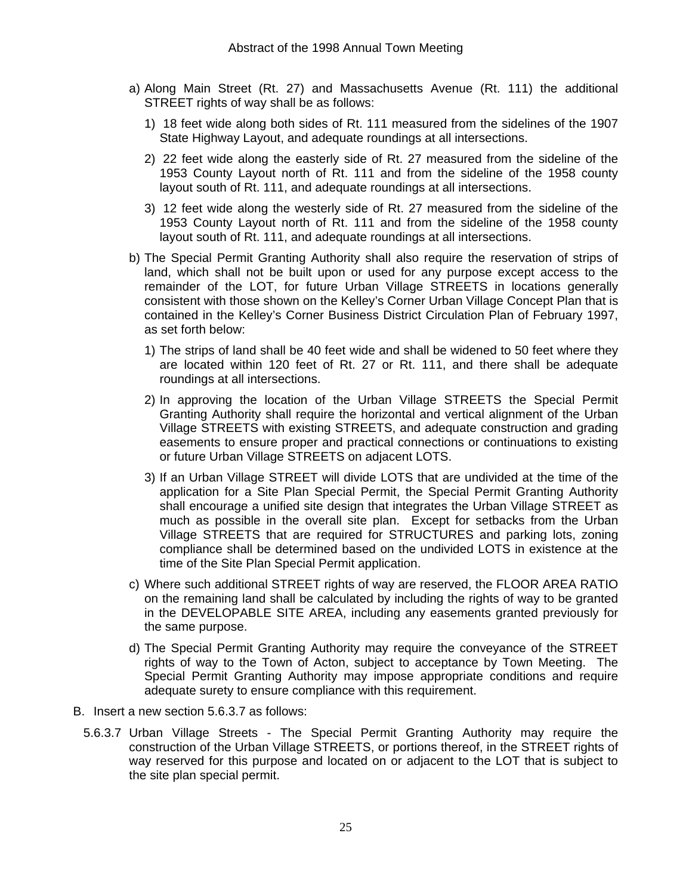a) Along Main Street (Rt. 27) and Massachusetts Avenue (Rt. 111) the additional STREET rights of way shall be as follows:

   1) 18 feet wide along both sides of Rt. 111 measured from the sidelines of the 1907 State Highway Layout, and adequate roundings at all intersections.

   2) 22 feet wide along the easterly side of Rt. 27 measured from the sideline of the 1953 County Layout north of Rt. 111 and from the sideline of the 1958 county layout south of Rt. 111, and adequate roundings at all intersections.

   3) 12 feet wide along the westerly side of Rt. 27 measured from the sideline of the 1953 County Layout north of Rt. 111 and from the sideline of the 1958 county layout south of Rt. 111, and adequate roundings at all intersections.

b) The Special Permit Granting Authority shall also require the reservation of strips of land, which shall not be built upon or used for any purpose except access to the remainder of the LOT, for future Urban Village STREETS in locations generally consistent with those shown on the Kelley's Corner Urban Village Concept Plan that is contained in the Kelley's Corner Business District Circulation Plan of February 1997, as set forth below:

   1) The strips of land shall be 40 feet wide and shall be widened to 50 feet where they are located within 120 feet of Rt. 27 or Rt. 111, and there shall be adequate roundings at all intersections.

   2) In approving the location of the Urban Village STREETS the Special Permit Granting Authority shall require the horizontal and vertical alignment of the Urban Village STREETS with existing STREETS, and adequate construction and grading easements to ensure proper and practical connections or continuations to existing or future Urban Village STREETS on adjacent LOTS.

   3) If an Urban Village STREET will divide LOTS that are undivided at the time of the application for a Site Plan Special Permit, the Special Permit Granting Authority shall encourage a unified site design that integrates the Urban Village STREET as much as possible in the overall site plan. Except for setbacks from the Urban Village STREETS that are required for STRUCTURES and parking lots, zoning compliance shall be determined based on the undivided LOTS in existence at the time of the Site Plan Special Permit application.

c) Where such additional STREET rights of way are reserved, the FLOOR AREA RATIO on the remaining land shall be calculated by including the rights of way to be granted in the DEVELOPABLE SITE AREA, including any easements granted previously for the same purpose.

d) The Special Permit Granting Authority may require the conveyance of the STREET rights of way to the Town of Acton, subject to acceptance by Town Meeting. The Special Permit Granting Authority may impose appropriate conditions and require adequate surety to ensure compliance with this requirement.

B. Insert a new section 5.6.3.7 as follows:

5.6.3.7 Urban Village Streets - The Special Permit Granting Authority may require the construction of the Urban Village STREETS, or portions thereof, in the STREET rights of way reserved for this purpose and located on or adjacent to the LOT that is subject to the site plan special permit.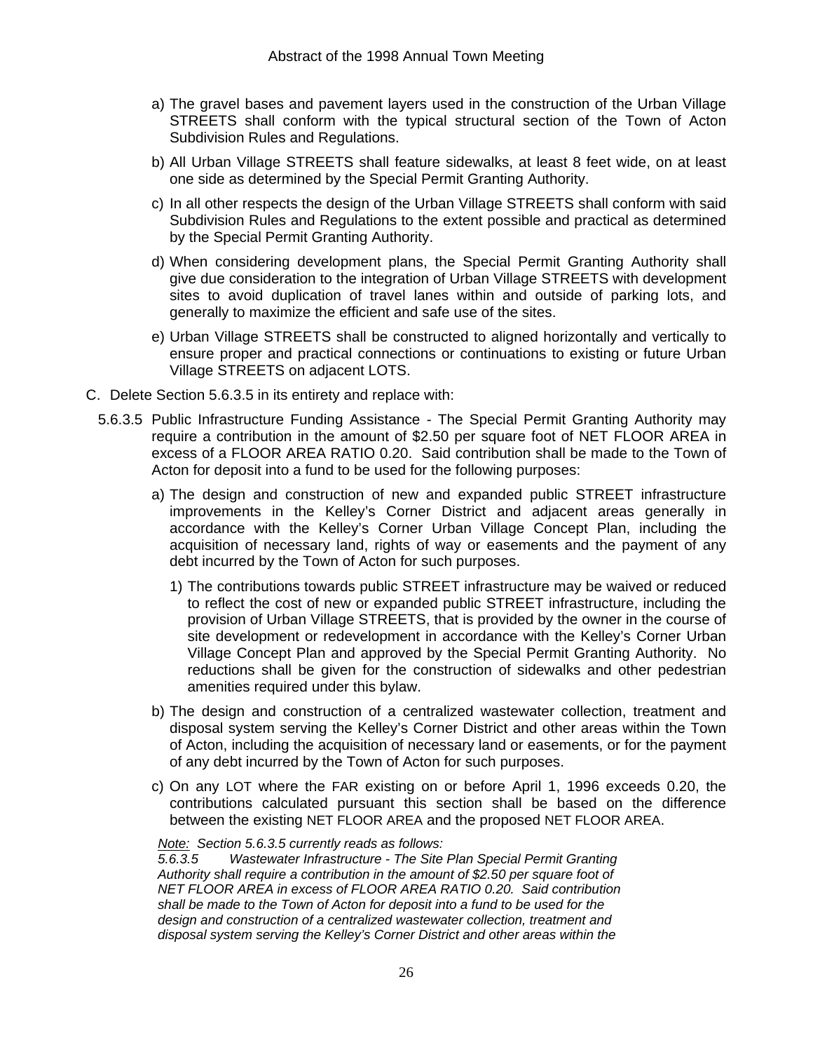a) The gravel bases and pavement layers used in the construction of the Urban Village STREETS shall conform with the typical structural section of the Town of Acton Subdivision Rules and Regulations.

b) All Urban Village STREETS shall feature sidewalks, at least 8 feet wide, on at least one side as determined by the Special Permit Granting Authority.

c) In all other respects the design of the Urban Village STREETS shall conform with said Subdivision Rules and Regulations to the extent possible and practical as determined by the Special Permit Granting Authority.

d) When considering development plans, the Special Permit Granting Authority shall give due consideration to the integration of Urban Village STREETS with development sites to avoid duplication of travel lanes within and outside of parking lots, and generally to maximize the efficient and safe use of the sites.

e) Urban Village STREETS shall be constructed to aligned horizontally and vertically to ensure proper and practical connections or continuations to existing or future Urban Village STREETS on adjacent LOTS.

C. Delete Section 5.6.3.5 in its entirety and replace with:

5.6.3.5 Public Infrastructure Funding Assistance - The Special Permit Granting Authority may require a contribution in the amount of $2.50 per square foot of NET FLOOR AREA in excess of a FLOOR AREA RATIO 0.20. Said contribution shall be made to the Town of Acton for deposit into a fund to be used for the following purposes:

a) The design and construction of new and expanded public STREET infrastructure improvements in the Kelley's Corner District and adjacent areas generally in accordance with the Kelley's Corner Urban Village Concept Plan, including the acquisition of necessary land, rights of way or easements and the payment of any debt incurred by the Town of Acton for such purposes.

   1) The contributions towards public STREET infrastructure may be waived or reduced to reflect the cost of new or expanded public STREET infrastructure, including the provision of Urban Village STREETS, that is provided by the owner in the course of site development or redevelopment in accordance with the Kelley's Corner Urban Village Concept Plan and approved by the Special Permit Granting Authority. No reductions shall be given for the construction of sidewalks and other pedestrian amenities required under this bylaw.

b) The design and construction of a centralized wastewater collection, treatment and disposal system serving the Kelley's Corner District and other areas within the Town of Acton, including the acquisition of necessary land or easements, or for the payment of any debt incurred by the Town of Acton for such purposes.

c) On any LOT where the FAR existing on or before April 1, 1996 exceeds 0.20, the contributions calculated pursuant this section shall be based on the difference between the existing NET FLOOR AREA and the proposed NET FLOOR AREA.

*<u>Note:</u> Section 5.6.3.5 currently reads as follows:*
*5.6.3.5 Wastewater Infrastructure - The Site Plan Special Permit Granting Authority shall require a contribution in the amount of $2.50 per square foot of NET FLOOR AREA in excess of FLOOR AREA RATIO 0.20. Said contribution shall be made to the Town of Acton for deposit into a fund to be used for the design and construction of a centralized wastewater collection, treatment and disposal system serving the Kelley's Corner District and other areas within the*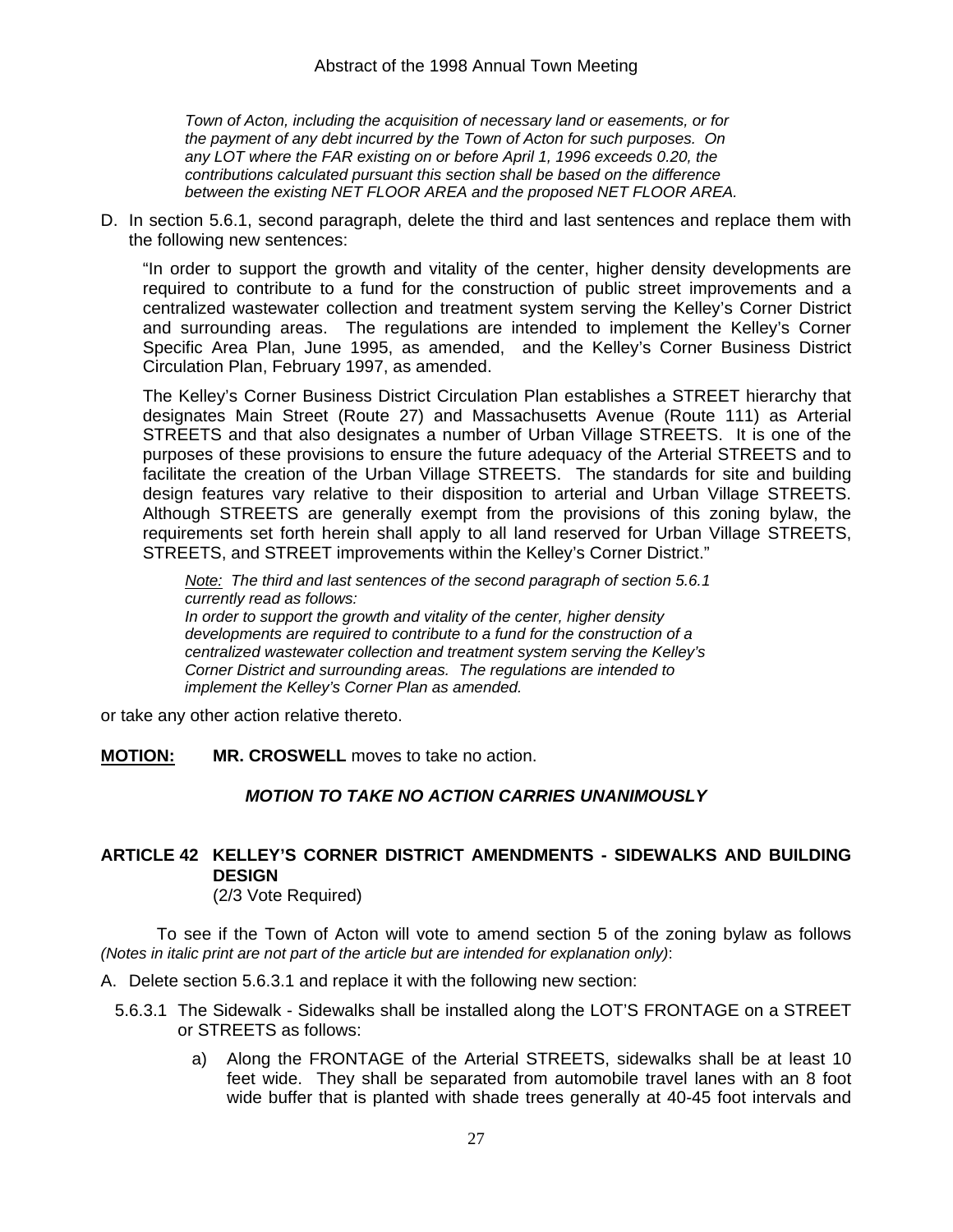*Town of Acton, including the acquisition of necessary land or easements, or for the payment of any debt incurred by the Town of Acton for such purposes. On any LOT where the FAR existing on or before April 1, 1996 exceeds 0.20, the contributions calculated pursuant this section shall be based on the difference between the existing NET FLOOR AREA and the proposed NET FLOOR AREA.*

D. In section 5.6.1, second paragraph, delete the third and last sentences and replace them with the following new sentences:

"In order to support the growth and vitality of the center, higher density developments are required to contribute to a fund for the construction of public street improvements and a centralized wastewater collection and treatment system serving the Kelley's Corner District and surrounding areas. The regulations are intended to implement the Kelley's Corner Specific Area Plan, June 1995, as amended, and the Kelley's Corner Business District Circulation Plan, February 1997, as amended.

The Kelley's Corner Business District Circulation Plan establishes a STREET hierarchy that designates Main Street (Route 27) and Massachusetts Avenue (Route 111) as Arterial STREETS and that also designates a number of Urban Village STREETS. It is one of the purposes of these provisions to ensure the future adequacy of the Arterial STREETS and to facilitate the creation of the Urban Village STREETS. The standards for site and building design features vary relative to their disposition to arterial and Urban Village STREETS. Although STREETS are generally exempt from the provisions of this zoning bylaw, the requirements set forth herein shall apply to all land reserved for Urban Village STREETS, STREETS, and STREET improvements within the Kelley's Corner District."

*Note: The third and last sentences of the second paragraph of section 5.6.1 currently read as follows:*
*In order to support the growth and vitality of the center, higher density developments are required to contribute to a fund for the construction of a centralized wastewater collection and treatment system serving the Kelley's Corner District and surrounding areas. The regulations are intended to implement the Kelley's Corner Plan as amended.*

or take any other action relative thereto.

**MOTION:** **MR. CROSWELL** moves to take no action.

***MOTION TO TAKE NO ACTION CARRIES UNANIMOUSLY***

## ARTICLE 42 KELLEY'S CORNER DISTRICT AMENDMENTS - SIDEWALKS AND BUILDING DESIGN
(2/3 Vote Required)

To see if the Town of Acton will vote to amend section 5 of the zoning bylaw as follows *(Notes in italic print are not part of the article but are intended for explanation only)*:

A. Delete section 5.6.3.1 and replace it with the following new section:

5.6.3.1 The Sidewalk - Sidewalks shall be installed along the LOT'S FRONTAGE on a STREET or STREETS as follows:

a) Along the FRONTAGE of the Arterial STREETS, sidewalks shall be at least 10 feet wide. They shall be separated from automobile travel lanes with an 8 foot wide buffer that is planted with shade trees generally at 40-45 foot intervals and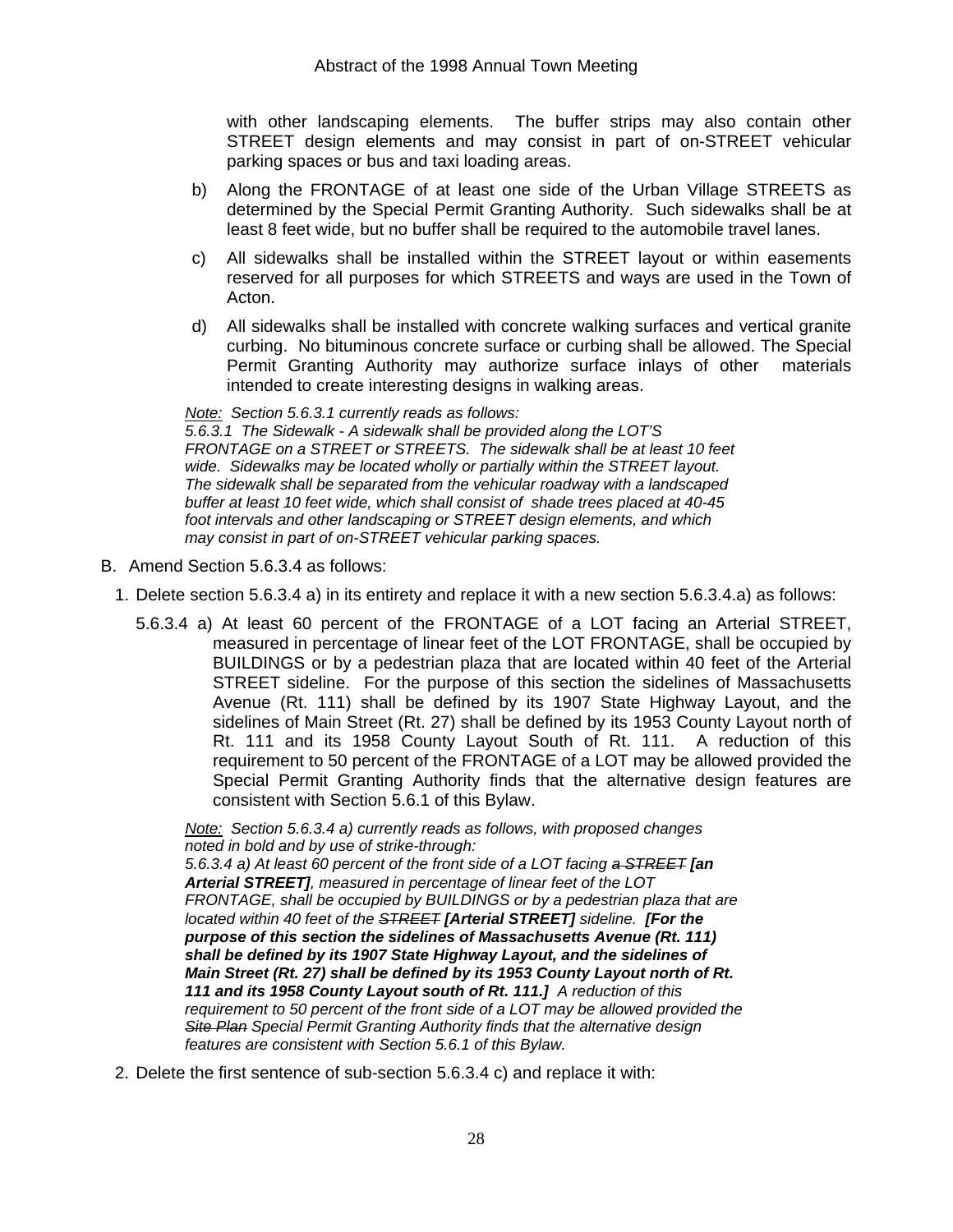with other landscaping elements. The buffer strips may also contain other STREET design elements and may consist in part of on-STREET vehicular parking spaces or bus and taxi loading areas.

b) Along the FRONTAGE of at least one side of the Urban Village STREETS as determined by the Special Permit Granting Authority. Such sidewalks shall be at least 8 feet wide, but no buffer shall be required to the automobile travel lanes.

c) All sidewalks shall be installed within the STREET layout or within easements reserved for all purposes for which STREETS and ways are used in the Town of Acton.

d) All sidewalks shall be installed with concrete walking surfaces and vertical granite curbing. No bituminous concrete surface or curbing shall be allowed. The Special Permit Granting Authority may authorize surface inlays of other materials intended to create interesting designs in walking areas.

*Note: Section 5.6.3.1 currently reads as follows:*
*5.6.3.1 The Sidewalk - A sidewalk shall be provided along the LOT'S FRONTAGE on a STREET or STREETS. The sidewalk shall be at least 10 feet wide. Sidewalks may be located wholly or partially within the STREET layout. The sidewalk shall be separated from the vehicular roadway with a landscaped buffer at least 10 feet wide, which shall consist of shade trees placed at 40-45 foot intervals and other landscaping or STREET design elements, and which may consist in part of on-STREET vehicular parking spaces.*

B. Amend Section 5.6.3.4 as follows:

1. Delete section 5.6.3.4 a) in its entirety and replace it with a new section 5.6.3.4.a) as follows:

   5.6.3.4 a) At least 60 percent of the FRONTAGE of a LOT facing an Arterial STREET, measured in percentage of linear feet of the LOT FRONTAGE, shall be occupied by BUILDINGS or by a pedestrian plaza that are located within 40 feet of the Arterial STREET sideline. For the purpose of this section the sidelines of Massachusetts Avenue (Rt. 111) shall be defined by its 1907 State Highway Layout, and the sidelines of Main Street (Rt. 27) shall be defined by its 1953 County Layout north of Rt. 111 and its 1958 County Layout South of Rt. 111. A reduction of this requirement to 50 percent of the FRONTAGE of a LOT may be allowed provided the Special Permit Granting Authority finds that the alternative design features are consistent with Section 5.6.1 of this Bylaw.

   *Note: Section 5.6.3.4 a) currently reads as follows, with proposed changes noted in bold and by use of strike-through:*
   *5.6.3.4 a) At least 60 percent of the front side of a LOT facing ~~a STREET~~ **[an Arterial STREET]**, measured in percentage of linear feet of the LOT FRONTAGE, shall be occupied by BUILDINGS or by a pedestrian plaza that are located within 40 feet of the ~~STREET~~ **[Arterial STREET]** sideline. **[For the purpose of this section the sidelines of Massachusetts Avenue (Rt. 111) shall be defined by its 1907 State Highway Layout, and the sidelines of Main Street (Rt. 27) shall be defined by its 1953 County Layout north of Rt. 111 and its 1958 County Layout south of Rt. 111.]** A reduction of this requirement to 50 percent of the front side of a LOT may be allowed provided the ~~Site Plan~~ Special Permit Granting Authority finds that the alternative design features are consistent with Section 5.6.1 of this Bylaw.*

2. Delete the first sentence of sub-section 5.6.3.4 c) and replace it with: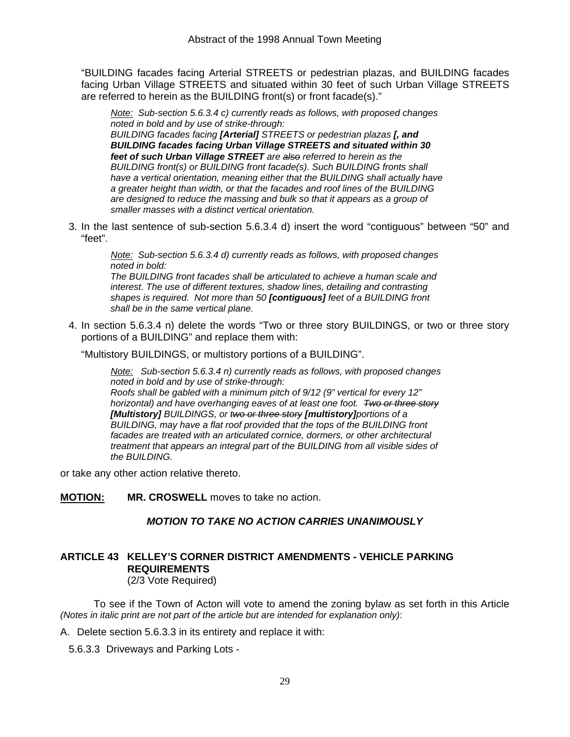"BUILDING facades facing Arterial STREETS or pedestrian plazas, and BUILDING facades facing Urban Village STREETS and situated within 30 feet of such Urban Village STREETS are referred to herein as the BUILDING front(s) or front facade(s)."

> *<u>Note:</u> Sub-section 5.6.3.4 c) currently reads as follows, with proposed changes noted in bold and by use of strike-through:*
> *BUILDING facades facing **[Arterial]** STREETS or pedestrian plazas **[, and BUILDING facades facing Urban Village STREETS and situated within 30 feet of such Urban Village STREET** are ~~also~~ referred to herein as the BUILDING front(s) or BUILDING front facade(s). Such BUILDING fronts shall have a vertical orientation, meaning either that the BUILDING shall actually have a greater height than width, or that the facades and roof lines of the BUILDING are designed to reduce the massing and bulk so that it appears as a group of smaller masses with a distinct vertical orientation.*

3. In the last sentence of sub-section 5.6.3.4 d) insert the word "contiguous" between "50" and "feet".

> *<u>Note:</u> Sub-section 5.6.3.4 d) currently reads as follows, with proposed changes noted in bold:*
> *The BUILDING front facades shall be articulated to achieve a human scale and interest. The use of different textures, shadow lines, detailing and contrasting shapes is required. Not more than 50 **[contiguous]** feet of a BUILDING front shall be in the same vertical plane.*

4. In section 5.6.3.4 n) delete the words "Two or three story BUILDINGS, or two or three story portions of a BUILDING" and replace them with:

   "Multistory BUILDINGS, or multistory portions of a BUILDING".

> *<u>Note:</u> Sub-section 5.6.3.4 n) currently reads as follows, with proposed changes noted in bold and by use of strike-through:*
> *Roofs shall be gabled with a minimum pitch of 9/12 (9" vertical for every 12" horizontal) and have overhanging eaves of at least one foot. ~~Two or three story~~ **[Multistory]** BUILDINGS, or ~~two or three story~~ **[multistory]** portions of a BUILDING, may have a flat roof provided that the tops of the BUILDING front facades are treated with an articulated cornice, dormers, or other architectural treatment that appears an integral part of the BUILDING from all visible sides of the BUILDING.*

or take any other action relative thereto.

**<u>MOTION:</u>** **MR. CROSWELL** moves to take no action.

***MOTION TO TAKE NO ACTION CARRIES UNANIMOUSLY***

## ARTICLE 43 KELLEY'S CORNER DISTRICT AMENDMENTS - VEHICLE PARKING REQUIREMENTS

(2/3 Vote Required)

To see if the Town of Acton will vote to amend the zoning bylaw as set forth in this Article *(Notes in italic print are not part of the article but are intended for explanation only)*:

A. Delete section 5.6.3.3 in its entirety and replace it with:

5.6.3.3 Driveways and Parking Lots -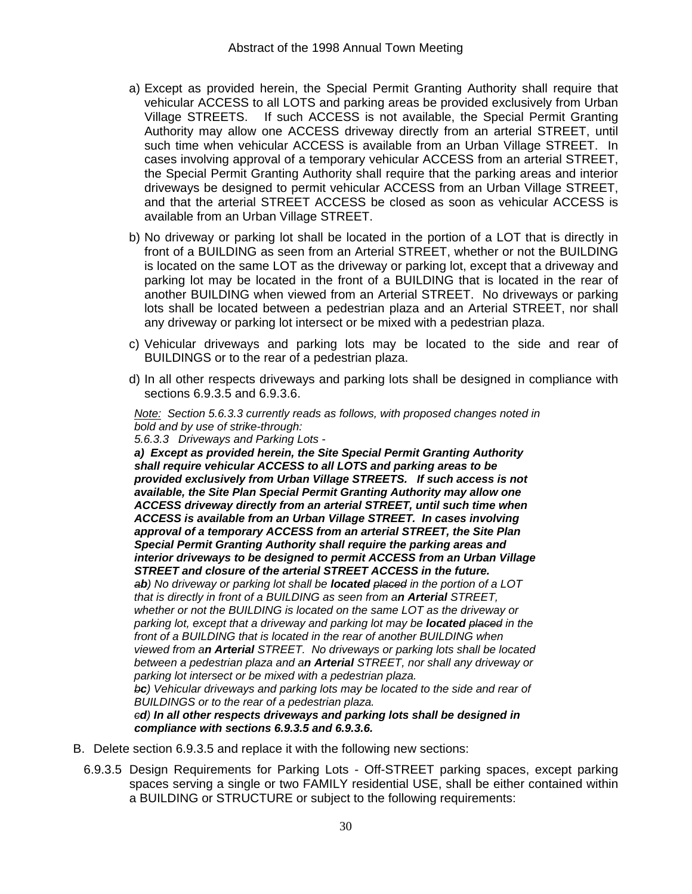a) Except as provided herein, the Special Permit Granting Authority shall require that vehicular ACCESS to all LOTS and parking areas be provided exclusively from Urban Village STREETS. If such ACCESS is not available, the Special Permit Granting Authority may allow one ACCESS driveway directly from an arterial STREET, until such time when vehicular ACCESS is available from an Urban Village STREET. In cases involving approval of a temporary vehicular ACCESS from an arterial STREET, the Special Permit Granting Authority shall require that the parking areas and interior driveways be designed to permit vehicular ACCESS from an Urban Village STREET, and that the arterial STREET ACCESS be closed as soon as vehicular ACCESS is available from an Urban Village STREET.

b) No driveway or parking lot shall be located in the portion of a LOT that is directly in front of a BUILDING as seen from an Arterial STREET, whether or not the BUILDING is located on the same LOT as the driveway or parking lot, except that a driveway and parking lot may be located in the front of a BUILDING that is located in the rear of another BUILDING when viewed from an Arterial STREET. No driveways or parking lots shall be located between a pedestrian plaza and an Arterial STREET, nor shall any driveway or parking lot intersect or be mixed with a pedestrian plaza.

c) Vehicular driveways and parking lots may be located to the side and rear of BUILDINGS or to the rear of a pedestrian plaza.

d) In all other respects driveways and parking lots shall be designed in compliance with sections 6.9.3.5 and 6.9.3.6.

*<u>Note:</u> Section 5.6.3.3 currently reads as follows, with proposed changes noted in bold and by use of strike-through:*

*5.6.3.3 Driveways and Parking Lots -*

***a) Except as provided herein, the Site Special Permit Granting Authority shall require vehicular ACCESS to all LOTS and parking areas to be provided exclusively from Urban Village STREETS. If such access is not available, the Site Plan Special Permit Granting Authority may allow one ACCESS driveway directly from an arterial STREET, until such time when ACCESS is available from an Urban Village STREET. In cases involving approval of a temporary ACCESS from an arterial STREET, the Site Plan Special Permit Granting Authority shall require the parking areas and interior driveways to be designed to permit ACCESS from an Urban Village STREET and closure of the arterial STREET ACCESS in the future.***

*~~a~~**b**) No driveway or parking lot shall be **located** ~~placed~~ in the portion of a LOT that is directly in front of a BUILDING as seen from a**n Arterial** STREET, whether or not the BUILDING is located on the same LOT as the driveway or parking lot, except that a driveway and parking lot may be **located** ~~placed~~ in the front of a BUILDING that is located in the rear of another BUILDING when viewed from a**n Arterial** STREET. No driveways or parking lots shall be located between a pedestrian plaza and a**n Arterial** STREET, nor shall any driveway or parking lot intersect or be mixed with a pedestrian plaza.*

*~~b~~**c**) Vehicular driveways and parking lots may be located to the side and rear of BUILDINGS or to the rear of a pedestrian plaza.*

*~~c~~**d**) **In all other respects driveways and parking lots shall be designed in compliance with sections 6.9.3.5 and 6.9.3.6.***

B. Delete section 6.9.3.5 and replace it with the following new sections:

6.9.3.5 Design Requirements for Parking Lots - Off-STREET parking spaces, except parking spaces serving a single or two FAMILY residential USE, shall be either contained within a BUILDING or STRUCTURE or subject to the following requirements: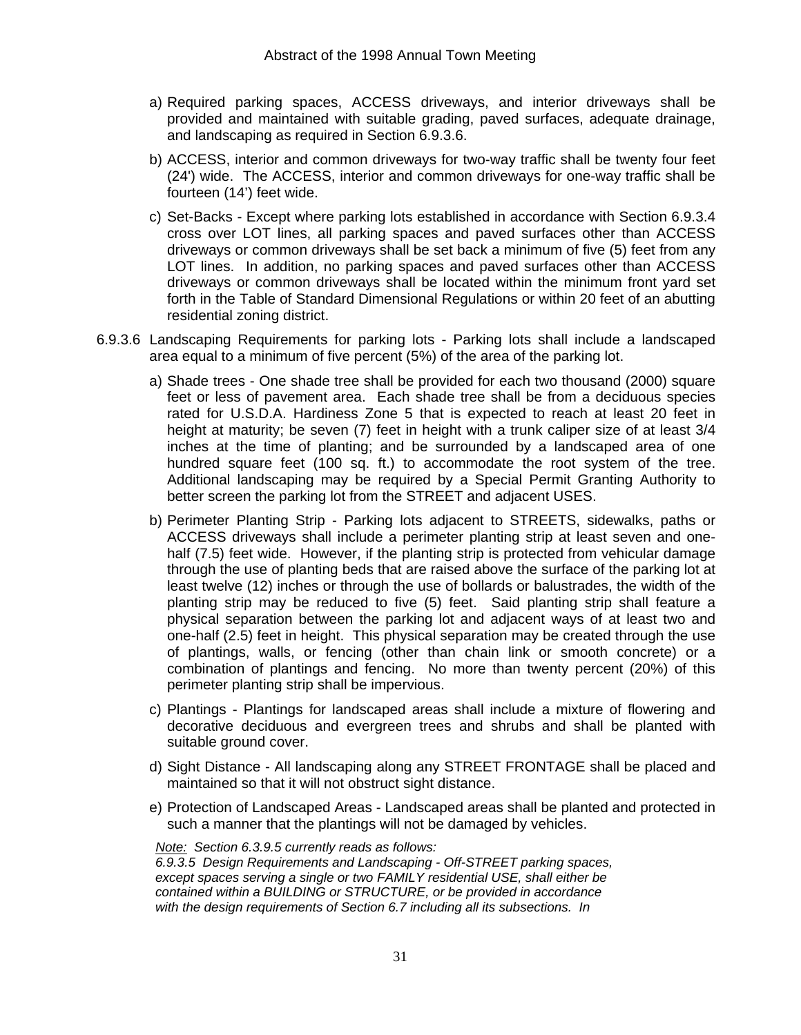a) Required parking spaces, ACCESS driveways, and interior driveways shall be provided and maintained with suitable grading, paved surfaces, adequate drainage, and landscaping as required in Section 6.9.3.6.

b) ACCESS, interior and common driveways for two-way traffic shall be twenty four feet (24') wide. The ACCESS, interior and common driveways for one-way traffic shall be fourteen (14') feet wide.

c) Set-Backs - Except where parking lots established in accordance with Section 6.9.3.4 cross over LOT lines, all parking spaces and paved surfaces other than ACCESS driveways or common driveways shall be set back a minimum of five (5) feet from any LOT lines. In addition, no parking spaces and paved surfaces other than ACCESS driveways or common driveways shall be located within the minimum front yard set forth in the Table of Standard Dimensional Regulations or within 20 feet of an abutting residential zoning district.

6.9.3.6 Landscaping Requirements for parking lots - Parking lots shall include a landscaped area equal to a minimum of five percent (5%) of the area of the parking lot.

a) Shade trees - One shade tree shall be provided for each two thousand (2000) square feet or less of pavement area. Each shade tree shall be from a deciduous species rated for U.S.D.A. Hardiness Zone 5 that is expected to reach at least 20 feet in height at maturity; be seven (7) feet in height with a trunk caliper size of at least 3/4 inches at the time of planting; and be surrounded by a landscaped area of one hundred square feet (100 sq. ft.) to accommodate the root system of the tree. Additional landscaping may be required by a Special Permit Granting Authority to better screen the parking lot from the STREET and adjacent USES.

b) Perimeter Planting Strip - Parking lots adjacent to STREETS, sidewalks, paths or ACCESS driveways shall include a perimeter planting strip at least seven and one-half (7.5) feet wide. However, if the planting strip is protected from vehicular damage through the use of planting beds that are raised above the surface of the parking lot at least twelve (12) inches or through the use of bollards or balustrades, the width of the planting strip may be reduced to five (5) feet. Said planting strip shall feature a physical separation between the parking lot and adjacent ways of at least two and one-half (2.5) feet in height. This physical separation may be created through the use of plantings, walls, or fencing (other than chain link or smooth concrete) or a combination of plantings and fencing. No more than twenty percent (20%) of this perimeter planting strip shall be impervious.

c) Plantings - Plantings for landscaped areas shall include a mixture of flowering and decorative deciduous and evergreen trees and shrubs and shall be planted with suitable ground cover.

d) Sight Distance - All landscaping along any STREET FRONTAGE shall be placed and maintained so that it will not obstruct sight distance.

e) Protection of Landscaped Areas - Landscaped areas shall be planted and protected in such a manner that the plantings will not be damaged by vehicles.

*Note: Section 6.3.9.5 currently reads as follows:*
*6.9.3.5 Design Requirements and Landscaping - Off-STREET parking spaces, except spaces serving a single or two FAMILY residential USE, shall either be contained within a BUILDING or STRUCTURE, or be provided in accordance with the design requirements of Section 6.7 including all its subsections. In*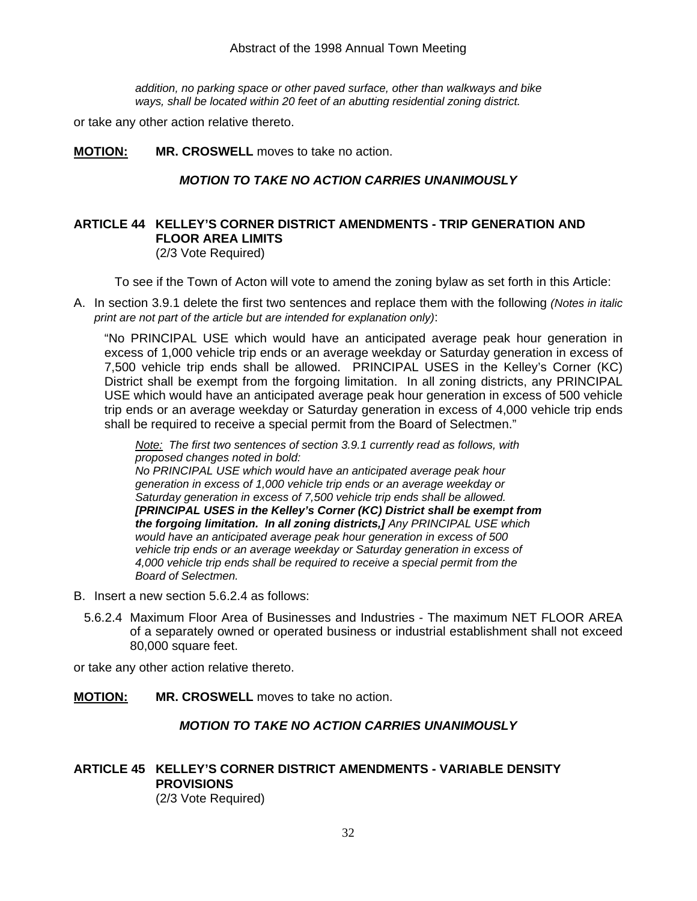*addition, no parking space or other paved surface, other than walkways and bike ways, shall be located within 20 feet of an abutting residential zoning district.*

or take any other action relative thereto.

**MOTION:** **MR. CROSWELL** moves to take no action.

***MOTION TO TAKE NO ACTION CARRIES UNANIMOUSLY***

## ARTICLE 44 KELLEY'S CORNER DISTRICT AMENDMENTS - TRIP GENERATION AND FLOOR AREA LIMITS

(2/3 Vote Required)

To see if the Town of Acton will vote to amend the zoning bylaw as set forth in this Article:

A. In section 3.9.1 delete the first two sentences and replace them with the following *(Notes in italic print are not part of the article but are intended for explanation only)*:

"No PRINCIPAL USE which would have an anticipated average peak hour generation in excess of 1,000 vehicle trip ends or an average weekday or Saturday generation in excess of 7,500 vehicle trip ends shall be allowed. PRINCIPAL USES in the Kelley's Corner (KC) District shall be exempt from the forgoing limitation. In all zoning districts, any PRINCIPAL USE which would have an anticipated average peak hour generation in excess of 500 vehicle trip ends or an average weekday or Saturday generation in excess of 4,000 vehicle trip ends shall be required to receive a special permit from the Board of Selectmen."

*Note: The first two sentences of section 3.9.1 currently read as follows, with proposed changes noted in bold:*
*No PRINCIPAL USE which would have an anticipated average peak hour generation in excess of 1,000 vehicle trip ends or an average weekday or Saturday generation in excess of 7,500 vehicle trip ends shall be allowed.* ***[PRINCIPAL USES in the Kelley's Corner (KC) District shall be exempt from the forgoing limitation. In all zoning districts,]*** *Any PRINCIPAL USE which would have an anticipated average peak hour generation in excess of 500 vehicle trip ends or an average weekday or Saturday generation in excess of 4,000 vehicle trip ends shall be required to receive a special permit from the Board of Selectmen.*

B. Insert a new section 5.6.2.4 as follows:

5.6.2.4 Maximum Floor Area of Businesses and Industries - The maximum NET FLOOR AREA of a separately owned or operated business or industrial establishment shall not exceed 80,000 square feet.

or take any other action relative thereto.

**MOTION:** **MR. CROSWELL** moves to take no action.

***MOTION TO TAKE NO ACTION CARRIES UNANIMOUSLY***

## ARTICLE 45 KELLEY'S CORNER DISTRICT AMENDMENTS - VARIABLE DENSITY PROVISIONS

(2/3 Vote Required)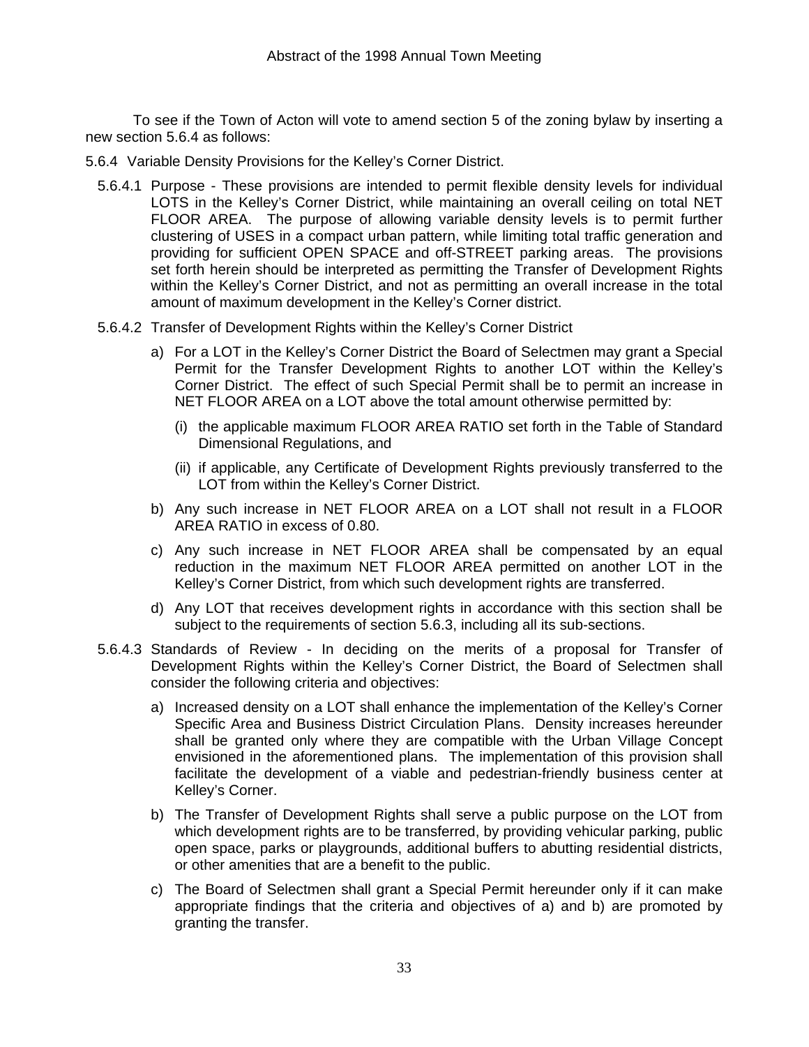To see if the Town of Acton will vote to amend section 5 of the zoning bylaw by inserting a new section 5.6.4 as follows:

5.6.4 Variable Density Provisions for the Kelley's Corner District.

5.6.4.1 Purpose - These provisions are intended to permit flexible density levels for individual LOTS in the Kelley's Corner District, while maintaining an overall ceiling on total NET FLOOR AREA. The purpose of allowing variable density levels is to permit further clustering of USES in a compact urban pattern, while limiting total traffic generation and providing for sufficient OPEN SPACE and off-STREET parking areas. The provisions set forth herein should be interpreted as permitting the Transfer of Development Rights within the Kelley's Corner District, and not as permitting an overall increase in the total amount of maximum development in the Kelley's Corner district.

5.6.4.2 Transfer of Development Rights within the Kelley's Corner District

a) For a LOT in the Kelley's Corner District the Board of Selectmen may grant a Special Permit for the Transfer Development Rights to another LOT within the Kelley's Corner District. The effect of such Special Permit shall be to permit an increase in NET FLOOR AREA on a LOT above the total amount otherwise permitted by:

   (i) the applicable maximum FLOOR AREA RATIO set forth in the Table of Standard Dimensional Regulations, and

   (ii) if applicable, any Certificate of Development Rights previously transferred to the LOT from within the Kelley's Corner District.

b) Any such increase in NET FLOOR AREA on a LOT shall not result in a FLOOR AREA RATIO in excess of 0.80.

c) Any such increase in NET FLOOR AREA shall be compensated by an equal reduction in the maximum NET FLOOR AREA permitted on another LOT in the Kelley's Corner District, from which such development rights are transferred.

d) Any LOT that receives development rights in accordance with this section shall be subject to the requirements of section 5.6.3, including all its sub-sections.

5.6.4.3 Standards of Review - In deciding on the merits of a proposal for Transfer of Development Rights within the Kelley's Corner District, the Board of Selectmen shall consider the following criteria and objectives:

a) Increased density on a LOT shall enhance the implementation of the Kelley's Corner Specific Area and Business District Circulation Plans. Density increases hereunder shall be granted only where they are compatible with the Urban Village Concept envisioned in the aforementioned plans. The implementation of this provision shall facilitate the development of a viable and pedestrian-friendly business center at Kelley's Corner.

b) The Transfer of Development Rights shall serve a public purpose on the LOT from which development rights are to be transferred, by providing vehicular parking, public open space, parks or playgrounds, additional buffers to abutting residential districts, or other amenities that are a benefit to the public.

c) The Board of Selectmen shall grant a Special Permit hereunder only if it can make appropriate findings that the criteria and objectives of a) and b) are promoted by granting the transfer.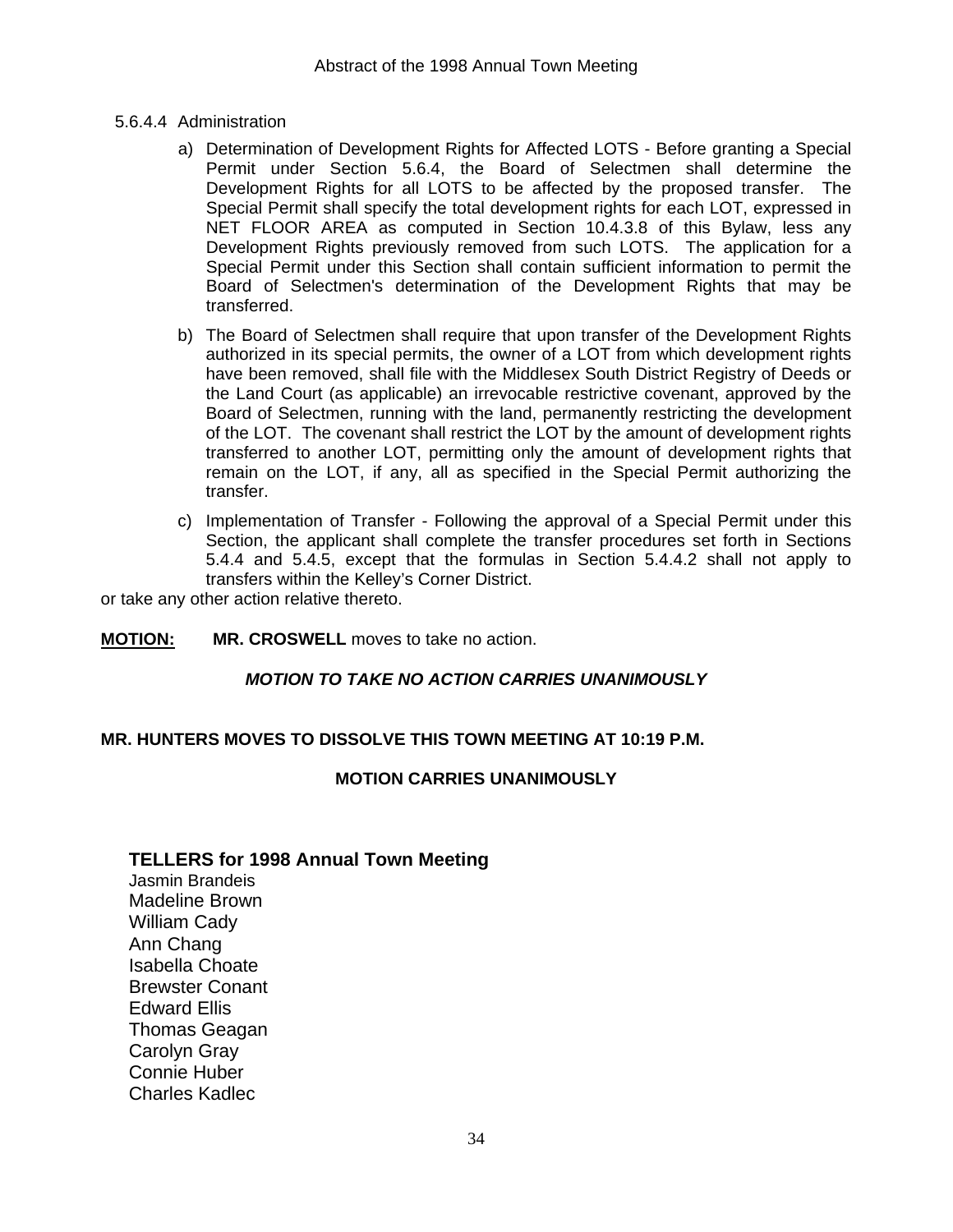5.6.4.4 Administration

a) Determination of Development Rights for Affected LOTS - Before granting a Special Permit under Section 5.6.4, the Board of Selectmen shall determine the Development Rights for all LOTS to be affected by the proposed transfer. The Special Permit shall specify the total development rights for each LOT, expressed in NET FLOOR AREA as computed in Section 10.4.3.8 of this Bylaw, less any Development Rights previously removed from such LOTS. The application for a Special Permit under this Section shall contain sufficient information to permit the Board of Selectmen's determination of the Development Rights that may be transferred.

b) The Board of Selectmen shall require that upon transfer of the Development Rights authorized in its special permits, the owner of a LOT from which development rights have been removed, shall file with the Middlesex South District Registry of Deeds or the Land Court (as applicable) an irrevocable restrictive covenant, approved by the Board of Selectmen, running with the land, permanently restricting the development of the LOT. The covenant shall restrict the LOT by the amount of development rights transferred to another LOT, permitting only the amount of development rights that remain on the LOT, if any, all as specified in the Special Permit authorizing the transfer.

c) Implementation of Transfer - Following the approval of a Special Permit under this Section, the applicant shall complete the transfer procedures set forth in Sections 5.4.4 and 5.4.5, except that the formulas in Section 5.4.4.2 shall not apply to transfers within the Kelley's Corner District.

or take any other action relative thereto.

**MOTION:** **MR. CROSWELL** moves to take no action.

***MOTION TO TAKE NO ACTION CARRIES UNANIMOUSLY***

**MR. HUNTERS MOVES TO DISSOLVE THIS TOWN MEETING AT 10:19 P.M.**

**MOTION CARRIES UNANIMOUSLY**

### TELLERS for 1998 Annual Town Meeting

Jasmin Brandeis
Madeline Brown
William Cady
Ann Chang
Isabella Choate
Brewster Conant
Edward Ellis
Thomas Geagan
Carolyn Gray
Connie Huber
Charles Kadlec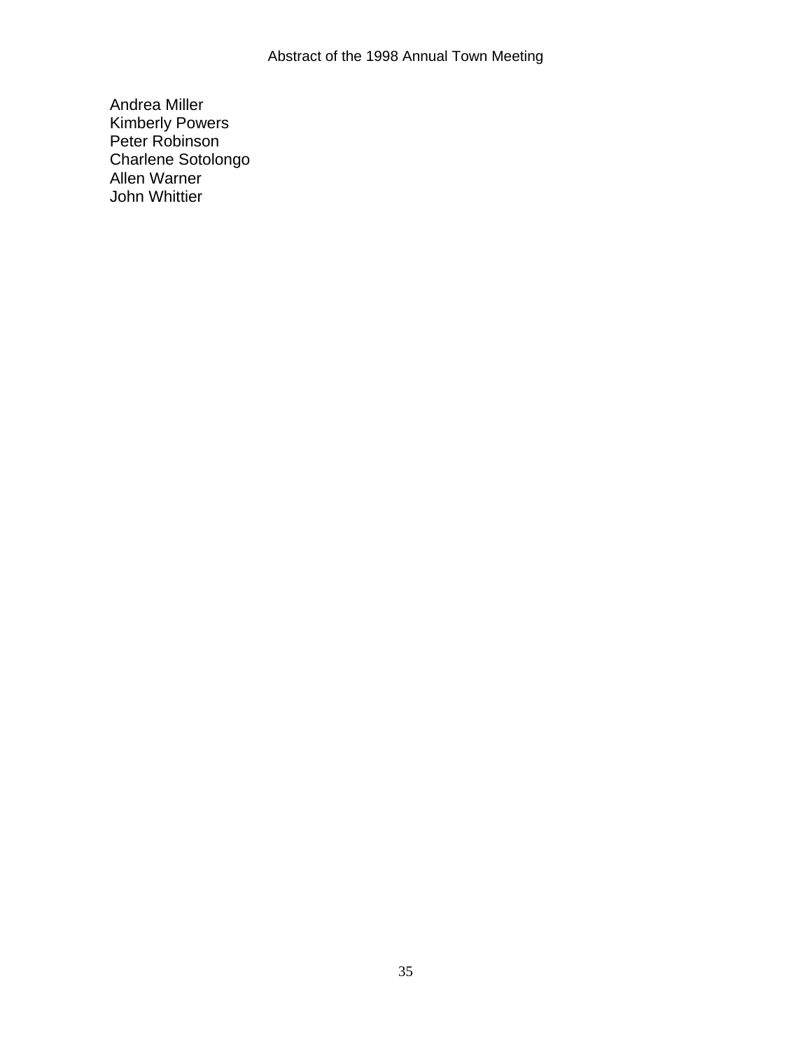Andrea Miller
Kimberly Powers
Peter Robinson
Charlene Sotolongo
Allen Warner
John Whittier